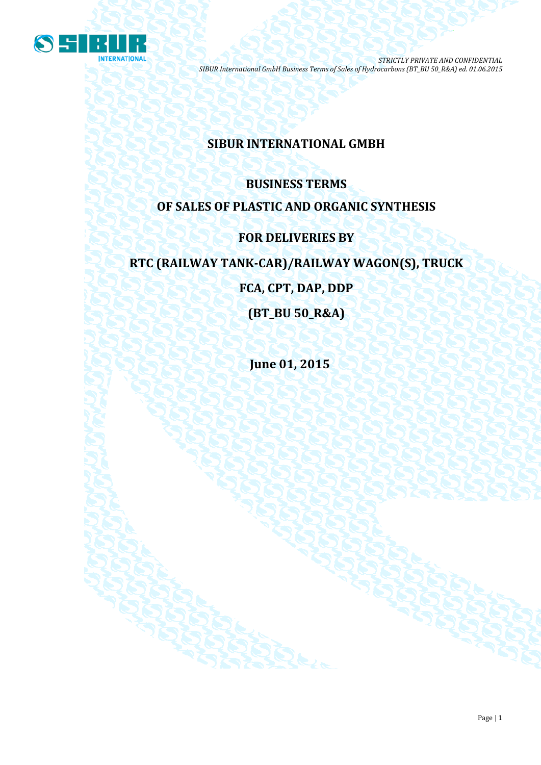# SIBUR INTERNATIONAL GMBH

## BUSINESS TERMS

## OF SALES OF PLASTIC AND ORGANIC SYNTHESIS

## FOR DELIVERIES BY

## RTC (RAILWAY TANK-CAR)/RAILWAY WAGON(S), TRUCK

## FCA, CPT, DAP, DDP

## (BT_BU 50_R&A)

**June 01, 2015**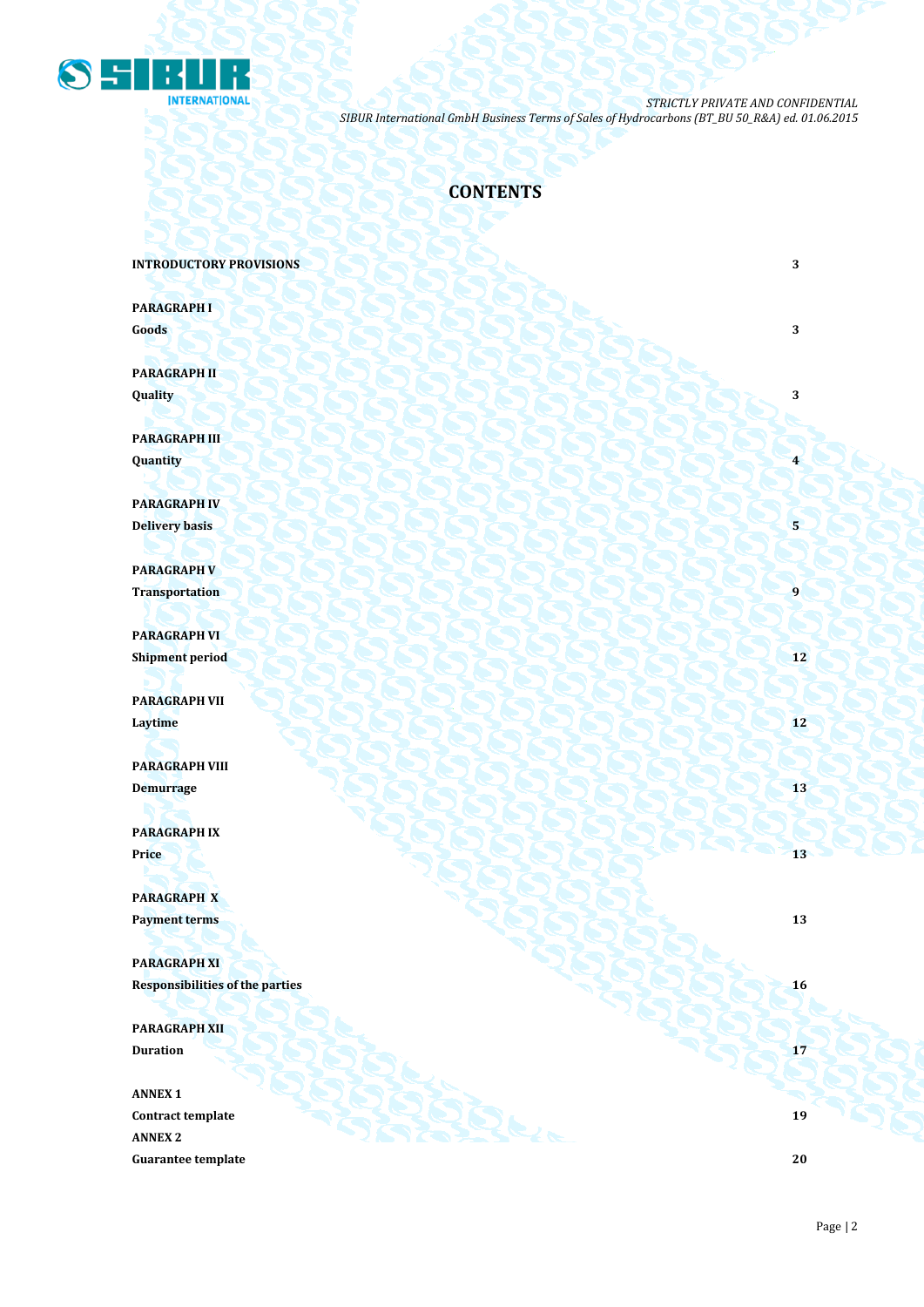# CONTENTS

| | |
|---|---|
| **INTRODUCTORY PROVISIONS** | **3** |
| **PARAGRAPH I**<br>**Goods** | **3** |
| **PARAGRAPH II**<br>**Quality** | **3** |
| **PARAGRAPH III**<br>**Quantity** | **4** |
| **PARAGRAPH IV**<br>**Delivery basis** | **5** |
| **PARAGRAPH V**<br>**Transportation** | **9** |
| **PARAGRAPH VI**<br>**Shipment period** | **12** |
| **PARAGRAPH VII**<br>**Laytime** | **12** |
| **PARAGRAPH VIII**<br>**Demurrage** | **13** |
| **PARAGRAPH IX**<br>**Price** | **13** |
| **PARAGRAPH X**<br>**Payment terms** | **13** |
| **PARAGRAPH XI**<br>**Responsibilities of the parties** | **16** |
| **PARAGRAPH XII**<br>**Duration** | **17** |
| **ANNEX 1**<br>**Contract template** | **19** |
| **ANNEX 2**<br>**Guarantee template** | **20** |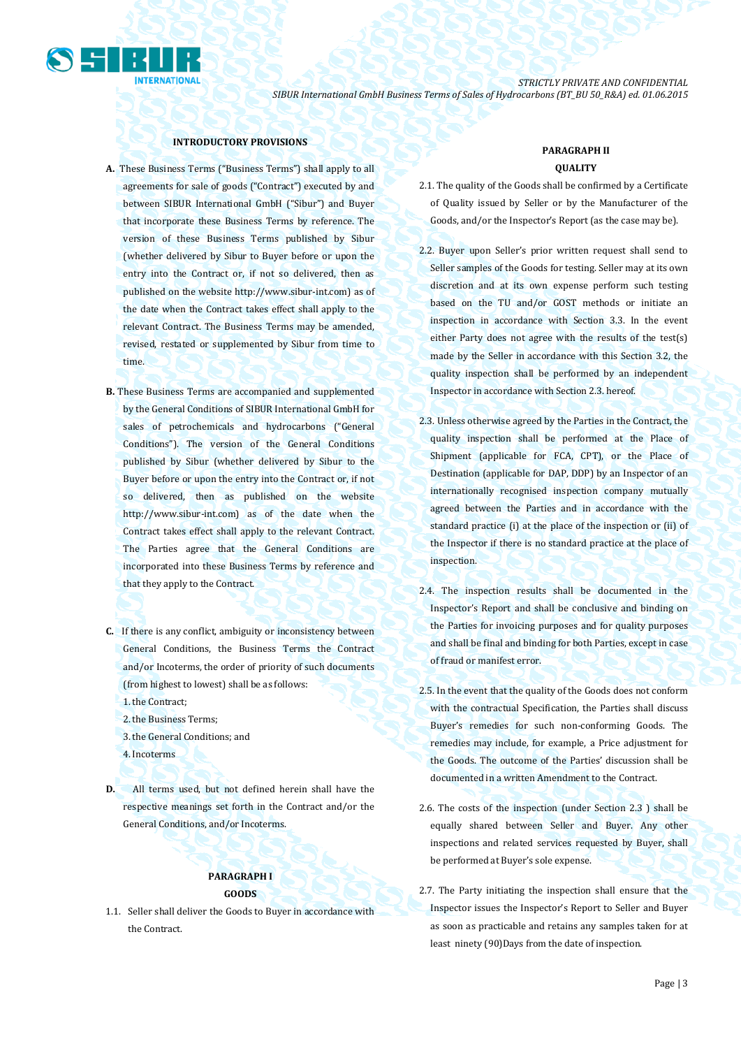### INTRODUCTORY PROVISIONS

**A.** These Business Terms ("Business Terms") shall apply to all agreements for sale of goods ("Contract") executed by and between SIBUR International GmbH ("Sibur") and Buyer that incorporate these Business Terms by reference. The version of these Business Terms published by Sibur (whether delivered by Sibur to Buyer before or upon the entry into the Contract or, if not so delivered, then as published on the website http://www.sibur-int.com) as of the date when the Contract takes effect shall apply to the relevant Contract. The Business Terms may be amended, revised, restated or supplemented by Sibur from time to time.

**B.** These Business Terms are accompanied and supplemented by the General Conditions of SIBUR International GmbH for sales of petrochemicals and hydrocarbons ("General Conditions"). The version of the General Conditions published by Sibur (whether delivered by Sibur to the Buyer before or upon the entry into the Contract or, if not so delivered, then as published on the website http://www.sibur-int.com) as of the date when the Contract takes effect shall apply to the relevant Contract. The Parties agree that the General Conditions are incorporated into these Business Terms by reference and that they apply to the Contract.

**C.** If there is any conflict, ambiguity or inconsistency between General Conditions, the Business Terms the Contract and/or Incoterms, the order of priority of such documents (from highest to lowest) shall be as follows:

1. the Contract;
2. the Business Terms;
3. the General Conditions; and
4. Incoterms

**D.** All terms used, but not defined herein shall have the respective meanings set forth in the Contract and/or the General Conditions, and/or Incoterms.

### PARAGRAPH I
### GOODS

1.1. Seller shall deliver the Goods to Buyer in accordance with the Contract.

### PARAGRAPH II
### QUALITY

2.1. The quality of the Goods shall be confirmed by a Certificate of Quality issued by Seller or by the Manufacturer of the Goods, and/or the Inspector's Report (as the case may be).

2.2. Buyer upon Seller's prior written request shall send to Seller samples of the Goods for testing. Seller may at its own discretion and at its own expense perform such testing based on the TU and/or GOST methods or initiate an inspection in accordance with Section 3.3. In the event either Party does not agree with the results of the test(s) made by the Seller in accordance with this Section 3.2, the quality inspection shall be performed by an independent Inspector in accordance with Section 2.3. hereof.

2.3. Unless otherwise agreed by the Parties in the Contract, the quality inspection shall be performed at the Place of Shipment (applicable for FCA, CPT), or the Place of Destination (applicable for DAP, DDP) by an Inspector of an internationally recognised inspection company mutually agreed between the Parties and in accordance with the standard practice (i) at the place of the inspection or (ii) of the Inspector if there is no standard practice at the place of inspection.

2.4. The inspection results shall be documented in the Inspector's Report and shall be conclusive and binding on the Parties for invoicing purposes and for quality purposes and shall be final and binding for both Parties, except in case of fraud or manifest error.

2.5. In the event that the quality of the Goods does not conform with the contractual Specification, the Parties shall discuss Buyer's remedies for such non-conforming Goods. The remedies may include, for example, a Price adjustment for the Goods. The outcome of the Parties' discussion shall be documented in a written Amendment to the Contract.

2.6. The costs of the inspection (under Section 2.3 ) shall be equally shared between Seller and Buyer. Any other inspections and related services requested by Buyer, shall be performed at Buyer's sole expense.

2.7. The Party initiating the inspection shall ensure that the Inspector issues the Inspector's Report to Seller and Buyer as soon as practicable and retains any samples taken for at least ninety (90)Days from the date of inspection.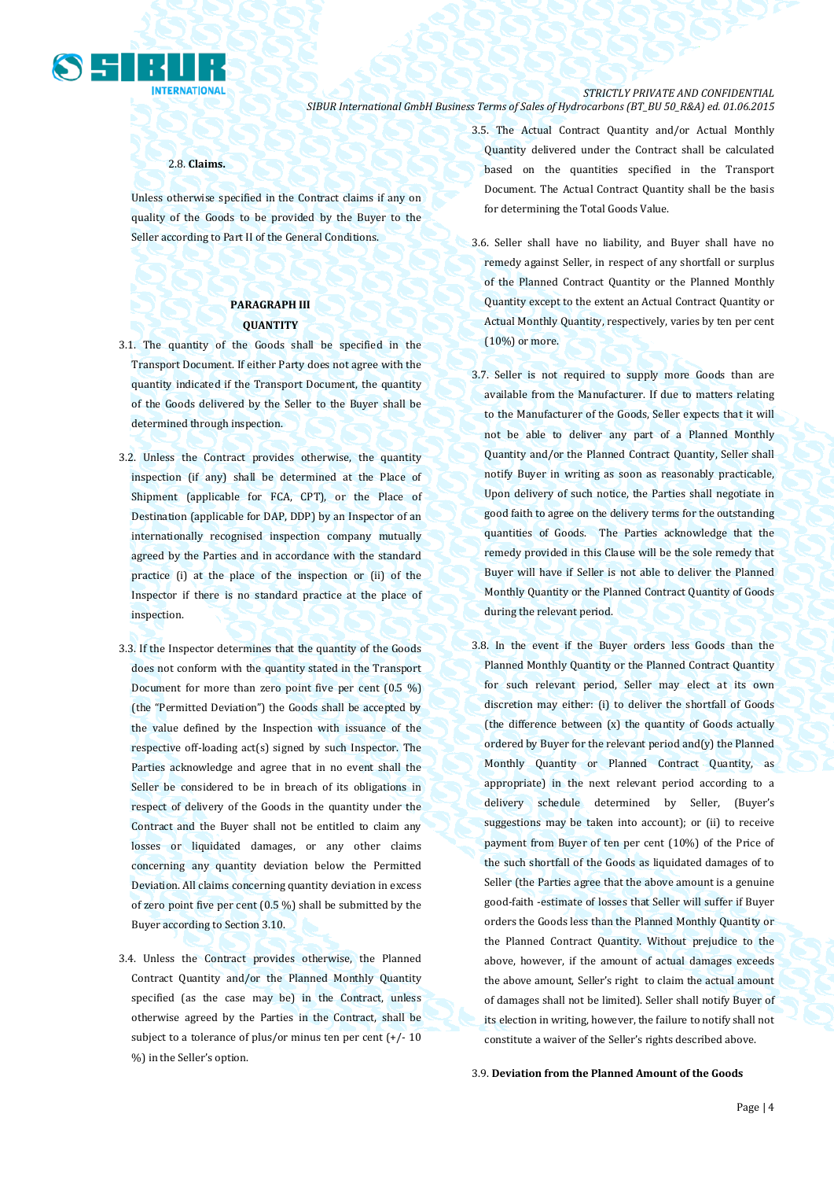2.8. **Claims.**

Unless otherwise specified in the Contract claims if any on quality of the Goods to be provided by the Buyer to the Seller according to Part II of the General Conditions.

**PARAGRAPH III**

**QUANTITY**

3.1. The quantity of the Goods shall be specified in the Transport Document. If either Party does not agree with the quantity indicated if the Transport Document, the quantity of the Goods delivered by the Seller to the Buyer shall be determined through inspection.

3.2. Unless the Contract provides otherwise, the quantity inspection (if any) shall be determined at the Place of Shipment (applicable for FCA, CPT), or the Place of Destination (applicable for DAP, DDP) by an Inspector of an internationally recognised inspection company mutually agreed by the Parties and in accordance with the standard practice (i) at the place of the inspection or (ii) of the Inspector if there is no standard practice at the place of inspection.

3.3. If the Inspector determines that the quantity of the Goods does not conform with the quantity stated in the Transport Document for more than zero point five per cent (0.5 %) (the "Permitted Deviation") the Goods shall be accepted by the value defined by the Inspection with issuance of the respective off-loading act(s) signed by such Inspector. The Parties acknowledge and agree that in no event shall the Seller be considered to be in breach of its obligations in respect of delivery of the Goods in the quantity under the Contract and the Buyer shall not be entitled to claim any losses or liquidated damages, or any other claims concerning any quantity deviation below the Permitted Deviation. All claims concerning quantity deviation in excess of zero point five per cent (0.5 %) shall be submitted by the Buyer according to Section 3.10.

3.4. Unless the Contract provides otherwise, the Planned Contract Quantity and/or the Planned Monthly Quantity specified (as the case may be) in the Contract, unless otherwise agreed by the Parties in the Contract, shall be subject to a tolerance of plus/or minus ten per cent (+/- 10 %) in the Seller's option.

3.5. The Actual Contract Quantity and/or Actual Monthly Quantity delivered under the Contract shall be calculated based on the quantities specified in the Transport Document. The Actual Contract Quantity shall be the basis for determining the Total Goods Value.

3.6. Seller shall have no liability, and Buyer shall have no remedy against Seller, in respect of any shortfall or surplus of the Planned Contract Quantity or the Planned Monthly Quantity except to the extent an Actual Contract Quantity or Actual Monthly Quantity, respectively, varies by ten per cent (10%) or more.

3.7. Seller is not required to supply more Goods than are available from the Manufacturer. If due to matters relating to the Manufacturer of the Goods, Seller expects that it will not be able to deliver any part of a Planned Monthly Quantity and/or the Planned Contract Quantity, Seller shall notify Buyer in writing as soon as reasonably practicable, Upon delivery of such notice, the Parties shall negotiate in good faith to agree on the delivery terms for the outstanding quantities of Goods. The Parties acknowledge that the remedy provided in this Clause will be the sole remedy that Buyer will have if Seller is not able to deliver the Planned Monthly Quantity or the Planned Contract Quantity of Goods during the relevant period.

3.8. In the event if the Buyer orders less Goods than the Planned Monthly Quantity or the Planned Contract Quantity for such relevant period, Seller may elect at its own discretion may either: (i) to deliver the shortfall of Goods (the difference between (x) the quantity of Goods actually ordered by Buyer for the relevant period and(y) the Planned Monthly Quantity or Planned Contract Quantity, as appropriate) in the next relevant period according to a delivery schedule determined by Seller, (Buyer's suggestions may be taken into account); or (ii) to receive payment from Buyer of ten per cent (10%) of the Price of the such shortfall of the Goods as liquidated damages of to Seller (the Parties agree that the above amount is a genuine good-faith -estimate of losses that Seller will suffer if Buyer orders the Goods less than the Planned Monthly Quantity or the Planned Contract Quantity. Without prejudice to the above, however, if the amount of actual damages exceeds the above amount, Seller's right to claim the actual amount of damages shall not be limited). Seller shall notify Buyer of its election in writing, however, the failure to notify shall not constitute a waiver of the Seller's rights described above.

3.9. **Deviation from the Planned Amount of the Goods**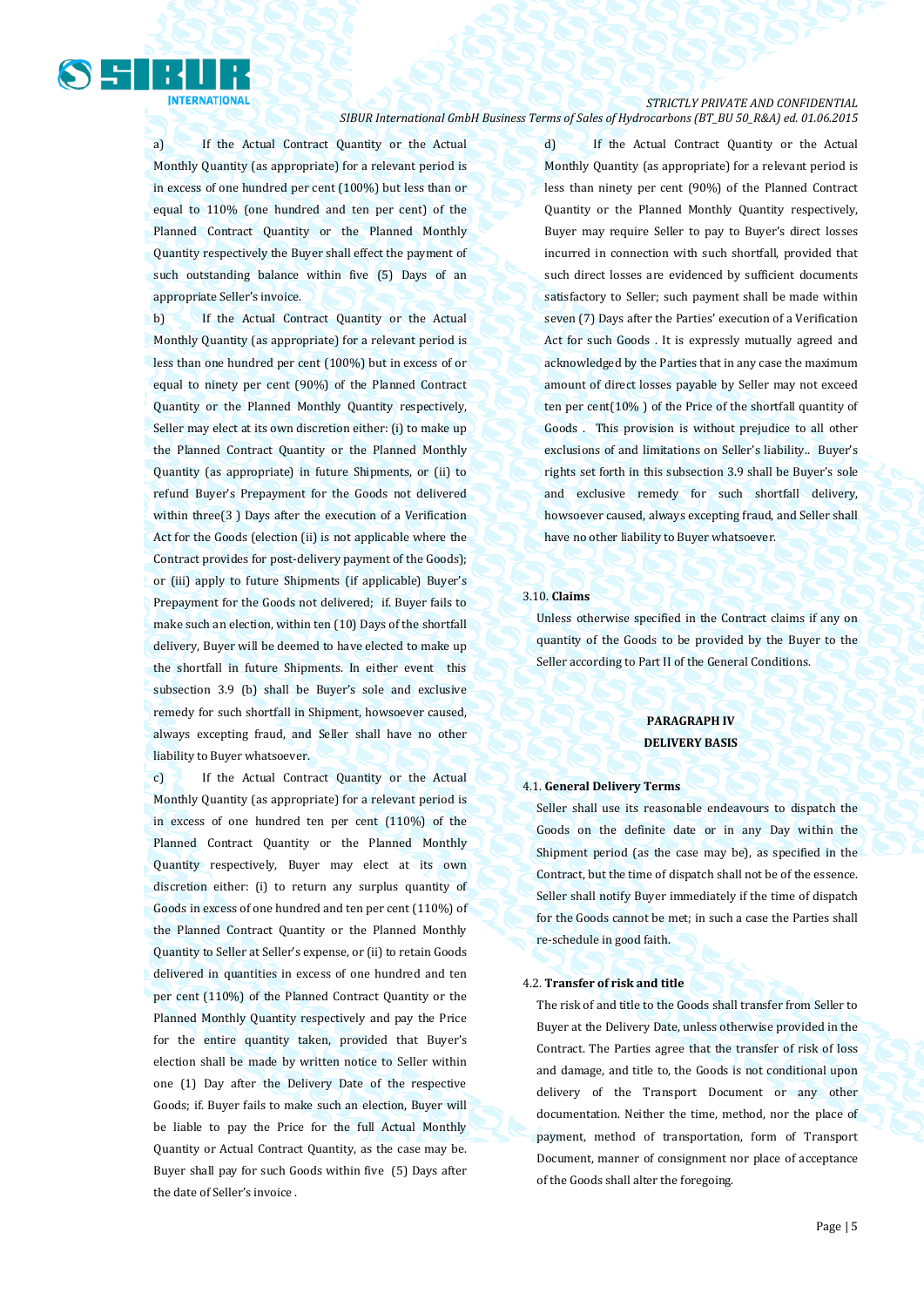a) If the Actual Contract Quantity or the Actual Monthly Quantity (as appropriate) for a relevant period is in excess of one hundred per cent (100%) but less than or equal to 110% (one hundred and ten per cent) of the Planned Contract Quantity or the Planned Monthly Quantity respectively the Buyer shall effect the payment of such outstanding balance within five (5) Days of an appropriate Seller's invoice.

b) If the Actual Contract Quantity or the Actual Monthly Quantity (as appropriate) for a relevant period is less than one hundred per cent (100%) but in excess of or equal to ninety per cent (90%) of the Planned Contract Quantity or the Planned Monthly Quantity respectively, Seller may elect at its own discretion either: (i) to make up the Planned Contract Quantity or the Planned Monthly Quantity (as appropriate) in future Shipments, or (ii) to refund Buyer's Prepayment for the Goods not delivered within three(3 ) Days after the execution of a Verification Act for the Goods (election (ii) is not applicable where the Contract provides for post-delivery payment of the Goods); or (iii) apply to future Shipments (if applicable) Buyer's Prepayment for the Goods not delivered; if. Buyer fails to make such an election, within ten (10) Days of the shortfall delivery, Buyer will be deemed to have elected to make up the shortfall in future Shipments. In either event this subsection 3.9 (b) shall be Buyer's sole and exclusive remedy for such shortfall in Shipment, howsoever caused, always excepting fraud, and Seller shall have no other liability to Buyer whatsoever.

c) If the Actual Contract Quantity or the Actual Monthly Quantity (as appropriate) for a relevant period is in excess of one hundred ten per cent (110%) of the Planned Contract Quantity or the Planned Monthly Quantity respectively, Buyer may elect at its own discretion either: (i) to return any surplus quantity of Goods in excess of one hundred and ten per cent (110%) of the Planned Contract Quantity or the Planned Monthly Quantity to Seller at Seller's expense, or (ii) to retain Goods delivered in quantities in excess of one hundred and ten per cent (110%) of the Planned Contract Quantity or the Planned Monthly Quantity respectively and pay the Price for the entire quantity taken, provided that Buyer's election shall be made by written notice to Seller within one (1) Day after the Delivery Date of the respective Goods; if. Buyer fails to make such an election, Buyer will be liable to pay the Price for the full Actual Monthly Quantity or Actual Contract Quantity, as the case may be. Buyer shall pay for such Goods within five (5) Days after the date of Seller's invoice .

d) If the Actual Contract Quantity or the Actual Monthly Quantity (as appropriate) for a relevant period is less than ninety per cent (90%) of the Planned Contract Quantity or the Planned Monthly Quantity respectively, Buyer may require Seller to pay to Buyer's direct losses incurred in connection with such shortfall, provided that such direct losses are evidenced by sufficient documents satisfactory to Seller; such payment shall be made within seven (7) Days after the Parties' execution of a Verification Act for such Goods . It is expressly mutually agreed and acknowledged by the Parties that in any case the maximum amount of direct losses payable by Seller may not exceed ten per cent(10% ) of the Price of the shortfall quantity of Goods . This provision is without prejudice to all other exclusions of and limitations on Seller's liability.. Buyer's rights set forth in this subsection 3.9 shall be Buyer's sole and exclusive remedy for such shortfall delivery, howsoever caused, always excepting fraud, and Seller shall have no other liability to Buyer whatsoever.

3.10. **Claims**

Unless otherwise specified in the Contract claims if any on quantity of the Goods to be provided by the Buyer to the Seller according to Part II of the General Conditions.

## PARAGRAPH IV
## DELIVERY BASIS

4.1. **General Delivery Terms**

Seller shall use its reasonable endeavours to dispatch the Goods on the definite date or in any Day within the Shipment period (as the case may be), as specified in the Contract, but the time of dispatch shall not be of the essence. Seller shall notify Buyer immediately if the time of dispatch for the Goods cannot be met; in such a case the Parties shall re-schedule in good faith.

4.2. **Transfer of risk and title**

The risk of and title to the Goods shall transfer from Seller to Buyer at the Delivery Date, unless otherwise provided in the Contract. The Parties agree that the transfer of risk of loss and damage, and title to, the Goods is not conditional upon delivery of the Transport Document or any other documentation. Neither the time, method, nor the place of payment, method of transportation, form of Transport Document, manner of consignment nor place of acceptance of the Goods shall alter the foregoing.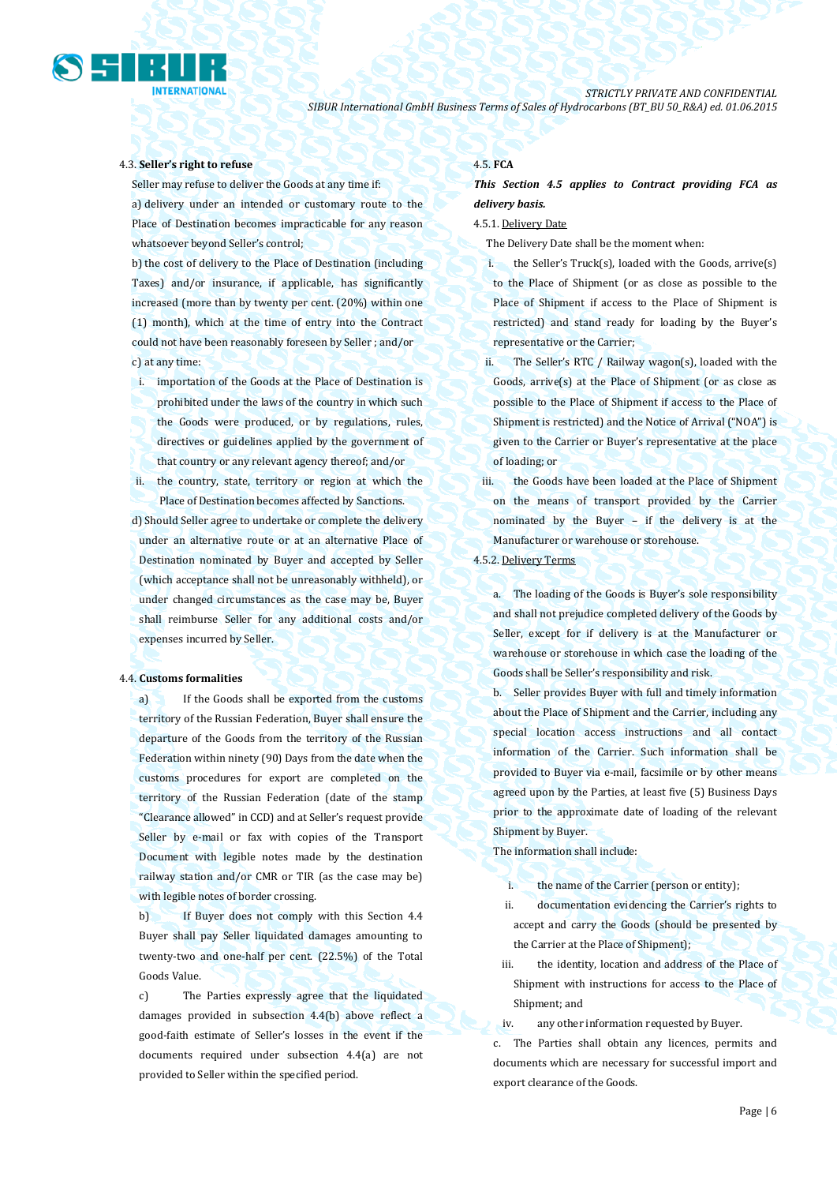4.3. **Seller's right to refuse**

Seller may refuse to deliver the Goods at any time if:

a) delivery under an intended or customary route to the Place of Destination becomes impracticable for any reason whatsoever beyond Seller's control;

b) the cost of delivery to the Place of Destination (including Taxes) and/or insurance, if applicable, has significantly increased (more than by twenty per cent. (20%) within one (1) month), which at the time of entry into the Contract could not have been reasonably foreseen by Seller ; and/or

c) at any time:

i. importation of the Goods at the Place of Destination is prohibited under the laws of the country in which such the Goods were produced, or by regulations, rules, directives or guidelines applied by the government of that country or any relevant agency thereof; and/or

ii. the country, state, territory or region at which the Place of Destination becomes affected by Sanctions.

d) Should Seller agree to undertake or complete the delivery under an alternative route or at an alternative Place of Destination nominated by Buyer and accepted by Seller (which acceptance shall not be unreasonably withheld), or under changed circumstances as the case may be, Buyer shall reimburse Seller for any additional costs and/or expenses incurred by Seller.

4.4. **Customs formalities**

a) If the Goods shall be exported from the customs territory of the Russian Federation, Buyer shall ensure the departure of the Goods from the territory of the Russian Federation within ninety (90) Days from the date when the customs procedures for export are completed on the territory of the Russian Federation (date of the stamp "Clearance allowed" in CCD) and at Seller's request provide Seller by e-mail or fax with copies of the Transport Document with legible notes made by the destination railway station and/or CMR or TIR (as the case may be) with legible notes of border crossing.

b) If Buyer does not comply with this Section 4.4 Buyer shall pay Seller liquidated damages amounting to twenty-two and one-half per cent. (22.5%) of the Total Goods Value.

c) The Parties expressly agree that the liquidated damages provided in subsection 4.4(b) above reflect a good-faith estimate of Seller's losses in the event if the documents required under subsection 4.4(a) are not provided to Seller within the specified period.

4.5. **FCA**

***This Section 4.5 applies to Contract providing FCA as delivery basis.***

4.5.1. Delivery Date

The Delivery Date shall be the moment when:

i. the Seller's Truck(s), loaded with the Goods, arrive(s) to the Place of Shipment (or as close as possible to the Place of Shipment if access to the Place of Shipment is restricted) and stand ready for loading by the Buyer's representative or the Carrier;

ii. The Seller's RTC / Railway wagon(s), loaded with the Goods, arrive(s) at the Place of Shipment (or as close as possible to the Place of Shipment if access to the Place of Shipment is restricted) and the Notice of Arrival ("NOA") is given to the Carrier or Buyer's representative at the place of loading; or

iii. the Goods have been loaded at the Place of Shipment on the means of transport provided by the Carrier nominated by the Buyer – if the delivery is at the Manufacturer or warehouse or storehouse.

4.5.2. Delivery Terms

a. The loading of the Goods is Buyer's sole responsibility and shall not prejudice completed delivery of the Goods by Seller, except for if delivery is at the Manufacturer or warehouse or storehouse in which case the loading of the Goods shall be Seller's responsibility and risk.

b. Seller provides Buyer with full and timely information about the Place of Shipment and the Carrier, including any special location access instructions and all contact information of the Carrier. Such information shall be provided to Buyer via e-mail, facsimile or by other means agreed upon by the Parties, at least five (5) Business Days prior to the approximate date of loading of the relevant Shipment by Buyer.

The information shall include:

i. the name of the Carrier (person or entity);

ii. documentation evidencing the Carrier's rights to accept and carry the Goods (should be presented by the Carrier at the Place of Shipment);

iii. the identity, location and address of the Place of Shipment with instructions for access to the Place of Shipment; and

iv. any other information requested by Buyer.

c. The Parties shall obtain any licences, permits and documents which are necessary for successful import and export clearance of the Goods.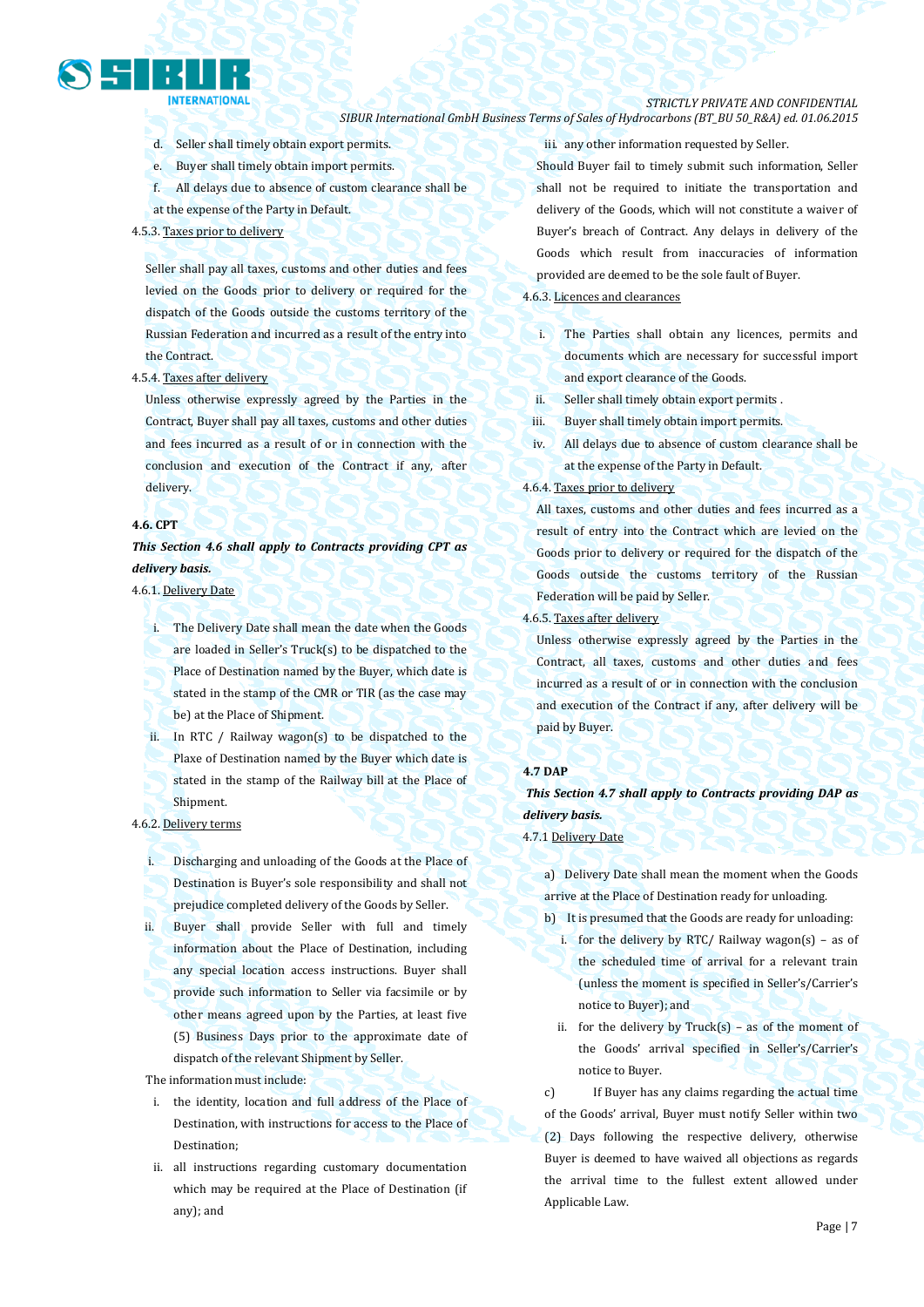d. Seller shall timely obtain export permits.

e. Buyer shall timely obtain import permits.

f. All delays due to absence of custom clearance shall be at the expense of the Party in Default.

4.5.3. Taxes prior to delivery

Seller shall pay all taxes, customs and other duties and fees levied on the Goods prior to delivery or required for the dispatch of the Goods outside the customs territory of the Russian Federation and incurred as a result of the entry into the Contract.

4.5.4. Taxes after delivery

Unless otherwise expressly agreed by the Parties in the Contract, Buyer shall pay all taxes, customs and other duties and fees incurred as a result of or in connection with the conclusion and execution of the Contract if any, after delivery.

**4.6. CPT**

***This Section 4.6 shall apply to Contracts providing CPT as delivery basis.***

4.6.1. Delivery Date

i. The Delivery Date shall mean the date when the Goods are loaded in Seller's Truck(s) to be dispatched to the Place of Destination named by the Buyer, which date is stated in the stamp of the CMR or TIR (as the case may be) at the Place of Shipment.

ii. In RTC / Railway wagon(s) to be dispatched to the Plaxe of Destination named by the Buyer which date is stated in the stamp of the Railway bill at the Place of Shipment.

4.6.2. Delivery terms

i. Discharging and unloading of the Goods at the Place of Destination is Buyer's sole responsibility and shall not prejudice completed delivery of the Goods by Seller.

ii. Buyer shall provide Seller with full and timely information about the Place of Destination, including any special location access instructions. Buyer shall provide such information to Seller via facsimile or by other means agreed upon by the Parties, at least five (5) Business Days prior to the approximate date of dispatch of the relevant Shipment by Seller.

The information must include:

i. the identity, location and full address of the Place of Destination, with instructions for access to the Place of Destination;

ii. all instructions regarding customary documentation which may be required at the Place of Destination (if any); and

iii. any other information requested by Seller.

Should Buyer fail to timely submit such information, Seller shall not be required to initiate the transportation and delivery of the Goods, which will not constitute a waiver of Buyer's breach of Contract. Any delays in delivery of the Goods which result from inaccuracies of information provided are deemed to be the sole fault of Buyer.

4.6.3. Licences and clearances

i. The Parties shall obtain any licences, permits and documents which are necessary for successful import and export clearance of the Goods.

ii. Seller shall timely obtain export permits .

iii. Buyer shall timely obtain import permits.

iv. All delays due to absence of custom clearance shall be at the expense of the Party in Default.

4.6.4. Taxes prior to delivery

All taxes, customs and other duties and fees incurred as a result of entry into the Contract which are levied on the Goods prior to delivery or required for the dispatch of the Goods outside the customs territory of the Russian Federation will be paid by Seller.

4.6.5. Taxes after delivery

Unless otherwise expressly agreed by the Parties in the Contract, all taxes, customs and other duties and fees incurred as a result of or in connection with the conclusion and execution of the Contract if any, after delivery will be paid by Buyer.

**4.7 DAP**

***This Section 4.7 shall apply to Contracts providing DAP as delivery basis.***

4.7.1 Delivery Date

a) Delivery Date shall mean the moment when the Goods arrive at the Place of Destination ready for unloading.

b) It is presumed that the Goods are ready for unloading:

i. for the delivery by RTC/ Railway wagon(s) – as of the scheduled time of arrival for a relevant train (unless the moment is specified in Seller's/Carrier's notice to Buyer); and

ii. for the delivery by Truck(s) – as of the moment of the Goods' arrival specified in Seller's/Carrier's notice to Buyer.

c) If Buyer has any claims regarding the actual time of the Goods' arrival, Buyer must notify Seller within two (2) Days following the respective delivery, otherwise Buyer is deemed to have waived all objections as regards the arrival time to the fullest extent allowed under Applicable Law.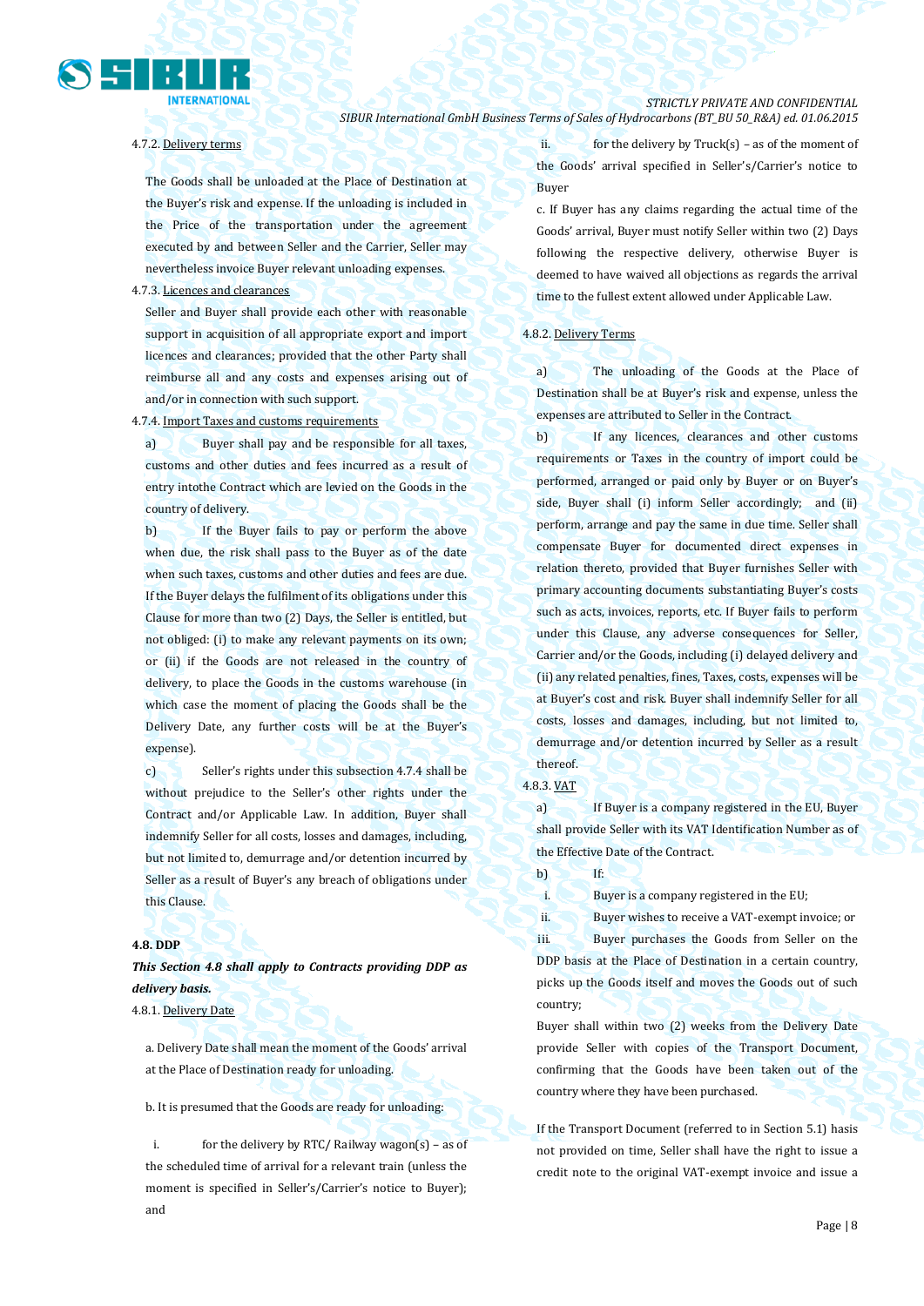4.7.2. Delivery terms

The Goods shall be unloaded at the Place of Destination at the Buyer's risk and expense. If the unloading is included in the Price of the transportation under the agreement executed by and between Seller and the Carrier, Seller may nevertheless invoice Buyer relevant unloading expenses.

4.7.3. Licences and clearances

Seller and Buyer shall provide each other with reasonable support in acquisition of all appropriate export and import licences and clearances; provided that the other Party shall reimburse all and any costs and expenses arising out of and/or in connection with such support.

4.7.4. Import Taxes and customs requirements

a) Buyer shall pay and be responsible for all taxes, customs and other duties and fees incurred as a result of entry intothe Contract which are levied on the Goods in the country of delivery.

b) If the Buyer fails to pay or perform the above when due, the risk shall pass to the Buyer as of the date when such taxes, customs and other duties and fees are due. If the Buyer delays the fulfilment of its obligations under this Clause for more than two (2) Days, the Seller is entitled, but not obliged: (i) to make any relevant payments on its own; or (ii) if the Goods are not released in the country of delivery, to place the Goods in the customs warehouse (in which case the moment of placing the Goods shall be the Delivery Date, any further costs will be at the Buyer's expense).

c) Seller's rights under this subsection 4.7.4 shall be without prejudice to the Seller's other rights under the Contract and/or Applicable Law. In addition, Buyer shall indemnify Seller for all costs, losses and damages, including, but not limited to, demurrage and/or detention incurred by Seller as a result of Buyer's any breach of obligations under this Clause.

**4.8. DDP**

***This Section 4.8 shall apply to Contracts providing DDP as delivery basis.***

4.8.1. Delivery Date

a. Delivery Date shall mean the moment of the Goods' arrival at the Place of Destination ready for unloading.

b. It is presumed that the Goods are ready for unloading:

i. for the delivery by RTC/ Railway wagon(s) – as of the scheduled time of arrival for a relevant train (unless the moment is specified in Seller's/Carrier's notice to Buyer); and

ii. for the delivery by Truck(s) – as of the moment of the Goods' arrival specified in Seller's/Carrier's notice to Buyer

c. If Buyer has any claims regarding the actual time of the Goods' arrival, Buyer must notify Seller within two (2) Days following the respective delivery, otherwise Buyer is deemed to have waived all objections as regards the arrival time to the fullest extent allowed under Applicable Law.

4.8.2. Delivery Terms

a) The unloading of the Goods at the Place of Destination shall be at Buyer's risk and expense, unless the expenses are attributed to Seller in the Contract.

b) If any licences, clearances and other customs requirements or Taxes in the country of import could be performed, arranged or paid only by Buyer or on Buyer's side, Buyer shall (i) inform Seller accordingly; and (ii) perform, arrange and pay the same in due time. Seller shall compensate Buyer for documented direct expenses in relation thereto, provided that Buyer furnishes Seller with primary accounting documents substantiating Buyer's costs such as acts, invoices, reports, etc. If Buyer fails to perform under this Clause, any adverse consequences for Seller, Carrier and/or the Goods, including (i) delayed delivery and (ii) any related penalties, fines, Taxes, costs, expenses will be at Buyer's cost and risk. Buyer shall indemnify Seller for all costs, losses and damages, including, but not limited to, demurrage and/or detention incurred by Seller as a result thereof.

4.8.3. VAT

a) If Buyer is a company registered in the EU, Buyer shall provide Seller with its VAT Identification Number as of the Effective Date of the Contract.

b) If:

i. Buyer is a company registered in the EU;

ii. Buyer wishes to receive a VAT-exempt invoice; or

iii. Buyer purchases the Goods from Seller on the DDP basis at the Place of Destination in a certain country, picks up the Goods itself and moves the Goods out of such country;

Buyer shall within two (2) weeks from the Delivery Date provide Seller with copies of the Transport Document, confirming that the Goods have been taken out of the country where they have been purchased.

If the Transport Document (referred to in Section 5.1) hasis not provided on time, Seller shall have the right to issue a credit note to the original VAT-exempt invoice and issue a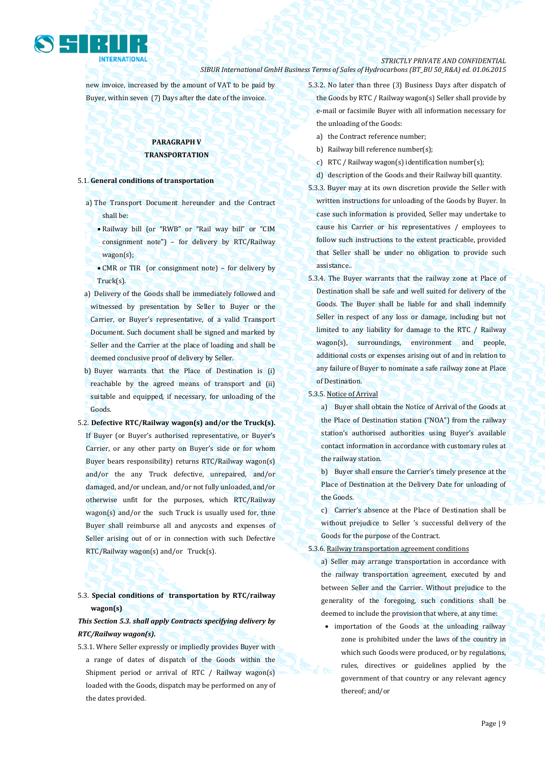new invoice, increased by the amount of VAT to be paid by Buyer, within seven (7) Days after the date of the invoice.

**PARAGRAPH V**
**TRANSPORTATION**

5.1. **General conditions of transportation**

a) The Transport Document hereunder and the Contract shall be:

- Railway bill (or "RWB" or "Rail way bill" or "CIM consignment note") – for delivery by RTC/Railway wagon(s);
- CMR or TIR (or consignment note) – for delivery by Truck(s).

a) Delivery of the Goods shall be immediately followed and witnessed by presentation by Seller to Buyer or the Carrier, or Buyer's representative, of a valid Transport Document. Such document shall be signed and marked by Seller and the Carrier at the place of loading and shall be deemed conclusive proof of delivery by Seller.

b) Buyer warrants that the Place of Destination is (i) reachable by the agreed means of transport and (ii) suitable and equipped, if necessary, for unloading of the Goods.

5.2. **Defective RTC/Railway wagon(s) and/or the Truck(s).** If Buyer (or Buyer's authorised representative, or Buyer's Carrier, or any other party on Buyer's side or for whom Buyer bears responsibility) returns RTC/Railway wagon(s) and/or the any Truck defective, unrepaired, and/or damaged, and/or unclean, and/or not fully unloaded, and/or otherwise unfit for the purposes, which RTC/Railway wagon(s) and/or the such Truck is usually used for, thne Buyer shall reimburse all and anycosts and expenses of Seller arising out of or in connection with such Defective RTC/Railway wagon(s) and/or Truck(s).

5.3. **Special conditions of transportation by RTC/railway wagon(s)**

***This Section 5.3. shall apply Contracts specifying delivery by RTC/Railway wagon(s).***

5.3.1. Where Seller expressly or impliedly provides Buyer with a range of dates of dispatch of the Goods within the Shipment period or arrival of RTC / Railway wagon(s) loaded with the Goods, dispatch may be performed on any of the dates provided.

5.3.2. No later than three (3) Business Days after dispatch of the Goods by RTC / Railway wagon(s) Seller shall provide by e-mail or facsimile Buyer with all information necessary for the unloading of the Goods:

a) the Contract reference number;
b) Railway bill reference number(s);
c) RTC / Railway wagon(s) identification number(s);
d) description of the Goods and their Railway bill quantity.

5.3.3. Buyer may at its own discretion provide the Seller with written instructions for unloading of the Goods by Buyer. In case such information is provided, Seller may undertake to cause his Carrier or his representatives / employees to follow such instructions to the extent practicable, provided that Seller shall be under no obligation to provide such assistance..

5.3.4. The Buyer warrants that the railway zone at Place of Destination shall be safe and well suited for delivery of the Goods. The Buyer shall be liable for and shall indemnify Seller in respect of any loss or damage, including but not limited to any liability for damage to the RTC / Railway wagon(s), surroundings, environment and people, additional costs or expenses arising out of and in relation to any failure of Buyer to nominate a safe railway zone at Place of Destination.

5.3.5. <u>Notice of Arrival</u>

a) Buyer shall obtain the Notice of Arrival of the Goods at the Place of Destination station ("NOA") from the railway station's authorised authorities using Buyer's available contact information in accordance with customary rules at the railway station.

b) Buyer shall ensure the Carrier's timely presence at the Place of Destination at the Delivery Date for unloading of the Goods.

c) Carrier's absence at the Place of Destination shall be without prejudice to Seller 's successful delivery of the Goods for the purpose of the Contract.

5.3.6. <u>Railway transportation agreement conditions</u>

a) Seller may arrange transportation in accordance with the railway transportation agreement, executed by and between Seller and the Carrier. Without prejudice to the generality of the foregoing, such conditions shall be deemed to include the provision that where, at any time:

- importation of the Goods at the unloading railway zone is prohibited under the laws of the country in which such Goods were produced, or by regulations, rules, directives or guidelines applied by the government of that country or any relevant agency thereof; and/or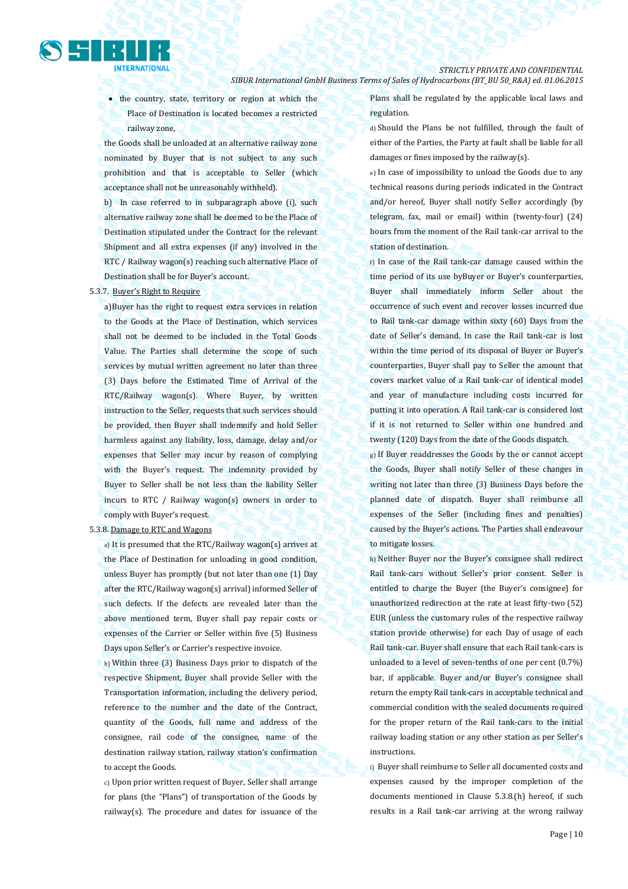- the country, state, territory or region at which the Place of Destination is located becomes a restricted railway zone,

the Goods shall be unloaded at an alternative railway zone nominated by Buyer that is not subject to any such prohibition and that is acceptable to Seller (which acceptance shall not be unreasonably withheld).

b) In case referred to in subparagraph above (i), such alternative railway zone shall be deemed to be the Place of Destination stipulated under the Contract for the relevant Shipment and all extra expenses (if any) involved in the RTC / Railway wagon(s) reaching such alternative Place of Destination shall be for Buyer's account.

5.3.7. Buyer's Right to Require

a)Buyer has the right to request extra services in relation to the Goods at the Place of Destination, which services shall not be deemed to be included in the Total Goods Value. The Parties shall determine the scope of such services by mutual written agreement no later than three (3) Days before the Estimated Time of Arrival of the RTC/Railway wagon(s). Where Buyer, by written instruction to the Seller, requests that such services should be provided, then Buyer shall indemnify and hold Seller harmless against any liability, loss, damage, delay and/or expenses that Seller may incur by reason of complying with the Buyer's request. The indemnity provided by Buyer to Seller shall be not less than the liability Seller incurs to RTC / Railway wagon(s) owners in order to comply with Buyer's request.

5.3.8. Damage to RTC and Wagons

a) It is presumed that the RTC/Railway wagon(s) arrives at the Place of Destination for unloading in good condition, unless Buyer has promptly (but not later than one (1) Day after the RTC/Railway wagon(s) arrival) informed Seller of such defects. If the defects are revealed later than the above mentioned term, Buyer shall pay repair costs or expenses of the Carrier or Seller within five (5) Business Days upon Seller's or Carrier's respective invoice.

b) Within three (3) Business Days prior to dispatch of the respective Shipment, Buyer shall provide Seller with the Transportation information, including the delivery period, reference to the number and the date of the Contract, quantity of the Goods, full name and address of the consignee, rail code of the consignee, name of the destination railway station, railway station's confirmation to accept the Goods.

c) Upon prior written request of Buyer, Seller shall arrange for plans (the "Plans") of transportation of the Goods by railway(s). The procedure and dates for issuance of the Plans shall be regulated by the applicable local laws and regulation.

d) Should the Plans be not fulfilled, through the fault of either of the Parties, the Party at fault shall be liable for all damages or fines imposed by the railway(s).

e) In case of impossibility to unload the Goods due to any technical reasons during periods indicated in the Contract and/or hereof, Buyer shall notify Seller accordingly (by telegram, fax, mail or email) within (twenty-four) (24) hours from the moment of the Rail tank-car arrival to the station of destination.

f) In case of the Rail tank-car damage caused within the time period of its use byBuyer or Buyer's counterparties, Buyer shall immediately inform Seller about the occurrence of such event and recover losses incurred due to Rail tank-car damage within sixty (60) Days from the date of Seller's demand. In case the Rail tank-car is lost within the time period of its disposal of Buyer or Buyer's counterparties, Buyer shall pay to Seller the amount that covers market value of a Rail tank-car of identical model and year of manufacture including costs incurred for putting it into operation. A Rail tank-car is considered lost if it is not returned to Seller within one hundred and twenty (120) Days from the date of the Goods dispatch.

g) If Buyer readdresses the Goods by the or cannot accept the Goods, Buyer shall notify Seller of these changes in writing not later than three (3) Business Days before the planned date of dispatch. Buyer shall reimburse all expenses of the Seller (including fines and penalties) caused by the Buyer's actions. The Parties shall endeavour to mitigate losses.

h) Neither Buyer nor the Buyer's consignee shall redirect Rail tank-cars without Seller's prior consent. Seller is entitled to charge the Buyer (the Buyer's consignee) for unauthorized redirection at the rate at least fifty-two (52) EUR (unless the customary rules of the respective railway station provide otherwise) for each Day of usage of each Rail tank-car. Buyer shall ensure that each Rail tank-cars is unloaded to a level of seven-tenths of one per cent (0.7%) bar, if applicable. Buyer and/or Buyer's consignee shall return the empty Rail tank-cars in acceptable technical and commercial condition with the sealed documents required for the proper return of the Rail tank-cars to the initial railway loading station or any other station as per Seller's instructions.

i) Buyer shall reimburse to Seller all documented costs and expenses caused by the improper completion of the documents mentioned in Clause 5.3.8.(h) hereof, if such results in a Rail tank-car arriving at the wrong railway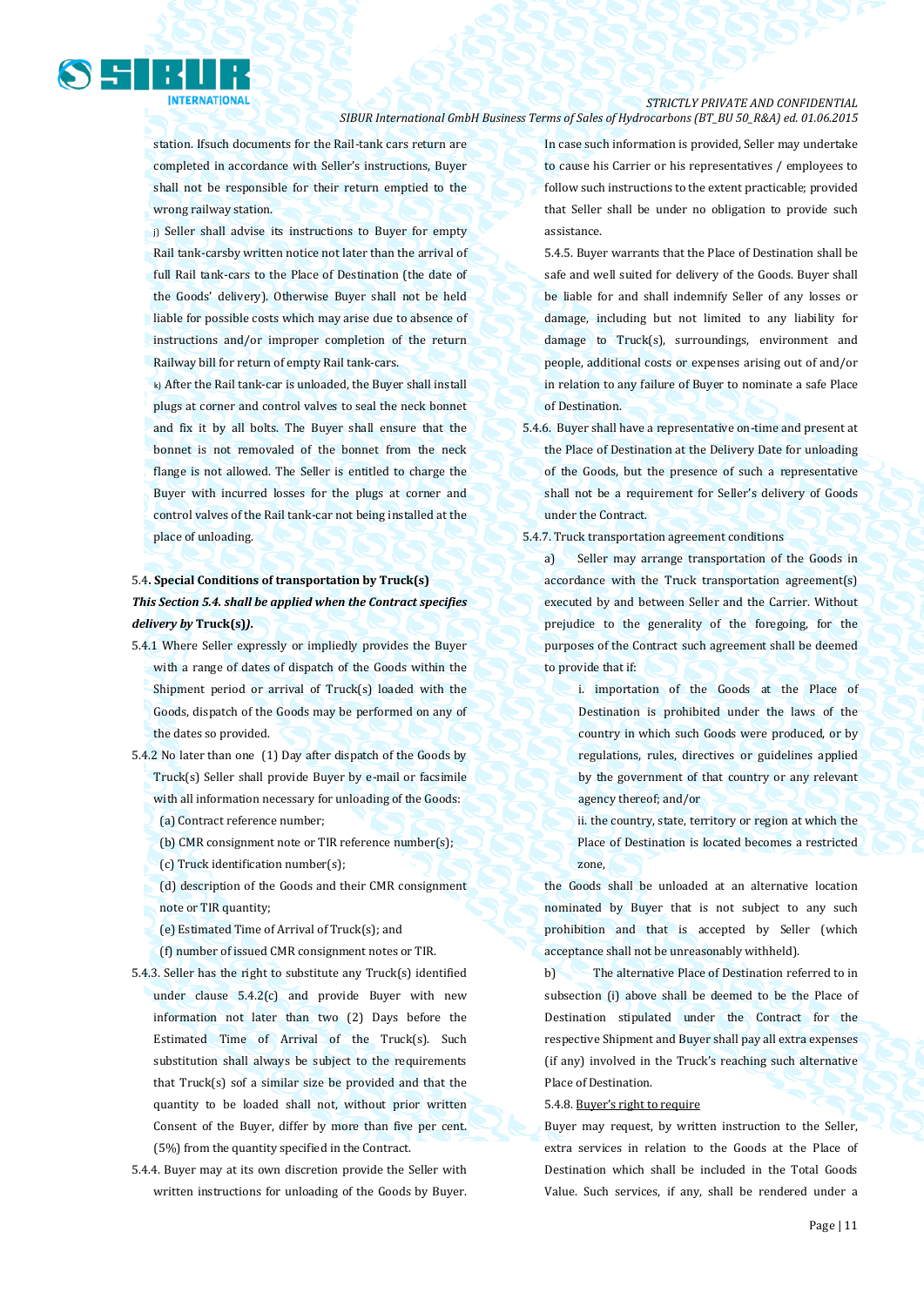station. Ifsuch documents for the Rail-tank cars return are completed in accordance with Seller's instructions, Buyer shall not be responsible for their return emptied to the wrong railway station.

j) Seller shall advise its instructions to Buyer for empty Rail tank-carsby written notice not later than the arrival of full Rail tank-cars to the Place of Destination (the date of the Goods' delivery). Otherwise Buyer shall not be held liable for possible costs which may arise due to absence of instructions and/or improper completion of the return Railway bill for return of empty Rail tank-cars.

k) After the Rail tank-car is unloaded, the Buyer shall install plugs at corner and control valves to seal the neck bonnet and fix it by all bolts. The Buyer shall ensure that the bonnet is not removaled of the bonnet from the neck flange is not allowed. The Seller is entitled to charge the Buyer with incurred losses for the plugs at corner and control valves of the Rail tank-car not being installed at the place of unloading.

### 5.4. Special Conditions of transportation by Truck(s)

***This Section 5.4. shall be applied when the Contract specifies delivery by* Truck(s)*).***

5.4.1 Where Seller expressly or impliedly provides the Buyer with a range of dates of dispatch of the Goods within the Shipment period or arrival of Truck(s) loaded with the Goods, dispatch of the Goods may be performed on any of the dates so provided.

5.4.2 No later than one (1) Day after dispatch of the Goods by Truck(s) Seller shall provide Buyer by e-mail or facsimile with all information necessary for unloading of the Goods:

(a) Contract reference number;

(b) CMR consignment note or TIR reference number(s);

(c) Truck identification number(s);

(d) description of the Goods and their CMR consignment note or TIR quantity;

(e) Estimated Time of Arrival of Truck(s); and

(f) number of issued CMR consignment notes or TIR.

5.4.3. Seller has the right to substitute any Truck(s) identified under clause 5.4.2(c) and provide Buyer with new information not later than two (2) Days before the Estimated Time of Arrival of the Truck(s). Such substitution shall always be subject to the requirements that Truck(s) sof a similar size be provided and that the quantity to be loaded shall not, without prior written Consent of the Buyer, differ by more than five per cent. (5%) from the quantity specified in the Contract.

5.4.4. Buyer may at its own discretion provide the Seller with written instructions for unloading of the Goods by Buyer. In case such information is provided, Seller may undertake to cause his Carrier or his representatives / employees to follow such instructions to the extent practicable; provided that Seller shall be under no obligation to provide such assistance.

5.4.5. Buyer warrants that the Place of Destination shall be safe and well suited for delivery of the Goods. Buyer shall be liable for and shall indemnify Seller of any losses or damage, including but not limited to any liability for damage to Truck(s), surroundings, environment and people, additional costs or expenses arising out of and/or in relation to any failure of Buyer to nominate a safe Place of Destination.

5.4.6. Buyer shall have a representative on-time and present at the Place of Destination at the Delivery Date for unloading of the Goods, but the presence of such a representative shall not be a requirement for Seller's delivery of Goods under the Contract.

5.4.7. Truck transportation agreement conditions

a) Seller may arrange transportation of the Goods in accordance with the Truck transportation agreement(s) executed by and between Seller and the Carrier. Without prejudice to the generality of the foregoing, for the purposes of the Contract such agreement shall be deemed to provide that if:

i. importation of the Goods at the Place of Destination is prohibited under the laws of the country in which such Goods were produced, or by regulations, rules, directives or guidelines applied by the government of that country or any relevant agency thereof; and/or

ii. the country, state, territory or region at which the Place of Destination is located becomes a restricted zone,

the Goods shall be unloaded at an alternative location nominated by Buyer that is not subject to any such prohibition and that is accepted by Seller (which acceptance shall not be unreasonably withheld).

b) The alternative Place of Destination referred to in subsection (i) above shall be deemed to be the Place of Destination stipulated under the Contract for the respective Shipment and Buyer shall pay all extra expenses (if any) involved in the Truck's reaching such alternative Place of Destination.

5.4.8. <u>Buyer's right to require</u>

Buyer may request, by written instruction to the Seller, extra services in relation to the Goods at the Place of Destination which shall be included in the Total Goods Value. Such services, if any, shall be rendered under a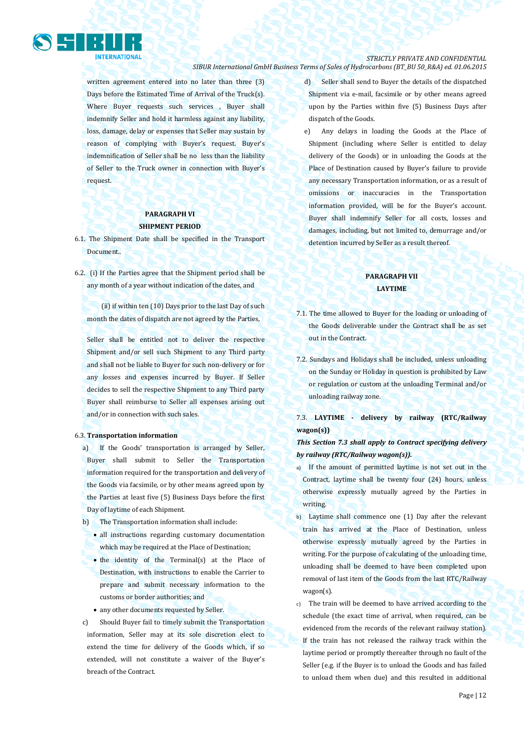written agreement entered into no later than three (3) Days before the Estimated Time of Arrival of the Truck(s). Where Buyer requests such services , Buyer shall indemnify Seller and hold it harmless against any liability, loss, damage, delay or expenses that Seller may sustain by reason of complying with Buyer's request. Buyer's indemnification of Seller shall be no less than the liability of Seller to the Truck owner in connection with Buyer's request.

## PARAGRAPH VI
## SHIPMENT PERIOD

6.1. The Shipment Date shall be specified in the Transport Document..

6.2. (i) If the Parties agree that the Shipment period shall be any month of a year without indication of the dates, and

(ii) if within ten (10) Days prior to the last Day of such month the dates of dispatch are not agreed by the Parties,

Seller shall be entitled not to deliver the respective Shipment and/or sell such Shipment to any Third party and shall not be liable to Buyer for such non-delivery or for any losses and expenses incurred by Buyer. If Seller decides to sell the respective Shipment to any Third party Buyer shall reimburse to Seller all expenses arising out and/or in connection with such sales.

6.3. **Transportation information**

a) If the Goods' transportation is arranged by Seller, Buyer shall submit to Seller the Transportation information required for the transportation and delivery of the Goods via facsimile, or by other means agreed upon by the Parties at least five (5) Business Days before the first Day of laytime of each Shipment.

b) The Transportation information shall include:

- all instructions regarding customary documentation which may be required at the Place of Destination;
- the identity of the Terminal(s) at the Place of Destination, with instructions to enable the Carrier to prepare and submit necessary information to the customs or border authorities; and
- any other documents requested by Seller.

c) Should Buyer fail to timely submit the Transportation information, Seller may at its sole discretion elect to extend the time for delivery of the Goods which, if so extended, will not constitute a waiver of the Buyer's breach of the Contract.

d) Seller shall send to Buyer the details of the dispatched Shipment via e-mail, facsimile or by other means agreed upon by the Parties within five (5) Business Days after dispatch of the Goods.

e) Any delays in loading the Goods at the Place of Shipment (including where Seller is entitled to delay delivery of the Goods) or in unloading the Goods at the Place of Destination caused by Buyer's failure to provide any necessary Transportation information, or as a result of omissions or inaccuracies in the Transportation information provided, will be for the Buyer's account. Buyer shall indemnify Seller for all costs, losses and damages, including, but not limited to, demurrage and/or detention incurred by Seller as a result thereof.

## PARAGRAPH VII
## LAYTIME

7.1. The time allowed to Buyer for the loading or unloading of the Goods deliverable under the Contract shall be as set out in the Contract.

7.2. Sundays and Holidays shall be included, unless unloading on the Sunday or Holiday in question is prohibited by Law or regulation or custom at the unloading Terminal and/or unloading railway zone.

7.3. **LAYTIME - delivery by railway (RTC/Railway wagon(s))**

***This Section 7.3 shall apply to Contract specifying delivery by railway (RTC/Railway wagon(s)).***

a) If the amount of permitted laytime is not set out in the Contract, laytime shall be twenty four (24) hours, unless otherwise expressly mutually agreed by the Parties in writing.

b) Laytime shall commence one (1) Day after the relevant train has arrived at the Place of Destination, unless otherwise expressly mutually agreed by the Parties in writing. For the purpose of calculating of the unloading time, unloading shall be deemed to have been completed upon removal of last item of the Goods from the last RTC/Railway wagon(s).

c) The train will be deemed to have arrived according to the schedule (the exact time of arrival, when required, can be evidenced from the records of the relevant railway station). If the train has not released the railway track within the laytime period or promptly thereafter through no fault of the Seller (e.g. if the Buyer is to unload the Goods and has failed to unload them when due) and this resulted in additional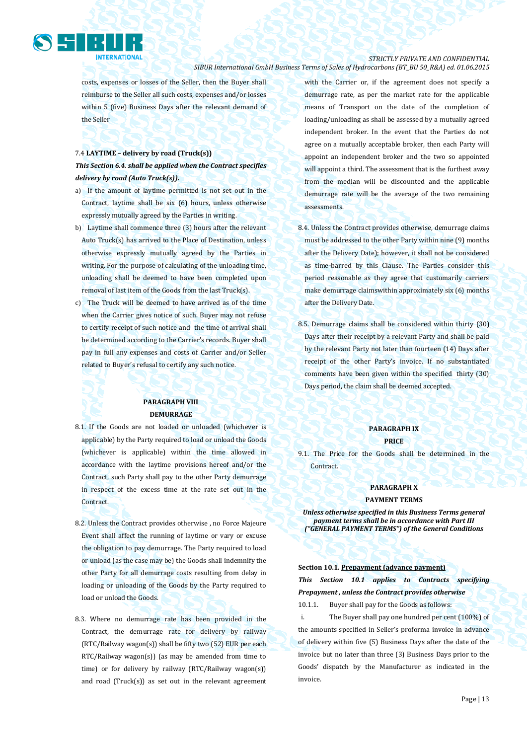costs, expenses or losses of the Seller, then the Buyer shall reimburse to the Seller all such costs, expenses and/or losses within 5 (five) Business Days after the relevant demand of the Seller

7.4 **LAYTIME – delivery by road (Truck(s))**

***This Section 6.4. shall be applied when the Contract specifies delivery by road (Auto Truck(s)).***

a) If the amount of laytime permitted is not set out in the Contract, laytime shall be six (6) hours, unless otherwise expressly mutually agreed by the Parties in writing.

b) Laytime shall commence three (3) hours after the relevant Auto Truck(s) has arrived to the Place of Destination, unless otherwise expressly mutually agreed by the Parties in writing. For the purpose of calculating of the unloading time, unloading shall be deemed to have been completed upon removal of last item of the Goods from the last Truck(s).

c) The Truck will be deemed to have arrived as of the time when the Carrier gives notice of such. Buyer may not refuse to certify receipt of such notice and the time of arrival shall be determined according to the Carrier's records. Buyer shall pay in full any expenses and costs of Carrier and/or Seller related to Buyer's refusal to certify any such notice.

## PARAGRAPH VIII
## DEMURRAGE

8.1. If the Goods are not loaded or unloaded (whichever is applicable) by the Party required to load or unload the Goods (whichever is applicable) within the time allowed in accordance with the laytime provisions hereof and/or the Contract, such Party shall pay to the other Party demurrage in respect of the excess time at the rate set out in the Contract.

8.2. Unless the Contract provides otherwise , no Force Majeure Event shall affect the running of laytime or vary or excuse the obligation to pay demurrage. The Party required to load or unload (as the case may be) the Goods shall indemnify the other Party for all demurrage costs resulting from delay in loading or unloading of the Goods by the Party required to load or unload the Goods.

8.3. Where no demurrage rate has been provided in the Contract, the demurrage rate for delivery by railway (RTC/Railway wagon(s)) shall be fifty two (52) EUR per each RTC/Railway wagon(s)) (as may be amended from time to time) or for delivery by railway (RTC/Railway wagon(s)) and road (Truck(s)) as set out in the relevant agreement with the Carrier or, if the agreement does not specify a demurrage rate, as per the market rate for the applicable means of Transport on the date of the completion of loading/unloading as shall be assessed by a mutually agreed independent broker. In the event that the Parties do not agree on a mutually acceptable broker, then each Party will appoint an independent broker and the two so appointed will appoint a third. The assessment that is the furthest away from the median will be discounted and the applicable demurrage rate will be the average of the two remaining assessments.

8.4. Unless the Contract provides otherwise, demurrage claims must be addressed to the other Party within nine (9) months after the Delivery Date); however, it shall not be considered as time-barred by this Clause. The Parties consider this period reasonable as they agree that customarily carriers make demurrage claimswithin approximately six (6) months after the Delivery Date.

8.5. Demurrage claims shall be considered within thirty (30) Days after their receipt by a relevant Party and shall be paid by the relevant Party not later than fourteen (14) Days after receipt of the other Party's invoice. If no substantiated comments have been given within the specified thirty (30) Days period, the claim shall be deemed accepted.

## PARAGRAPH IX
## PRICE

9.1. The Price for the Goods shall be determined in the Contract.

## PARAGRAPH X
## PAYMENT TERMS

***Unless otherwise specified in this Business Terms general payment terms shall be in accordance with Part III ("GENERAL PAYMENT TERMS") of the General Conditions***

**Section 10.1. Prepayment (advance payment)**

***This Section 10.1 applies to Contracts specifying Prepayment , unless the Contract provides otherwise***

10.1.1. Buyer shall pay for the Goods as follows:

i. The Buyer shall pay one hundred per cent (100%) of the amounts specified in Seller's proforma invoice in advance of delivery within five (5) Business Days after the date of the invoice but no later than three (3) Business Days prior to the Goods' dispatch by the Manufacturer as indicated in the invoice.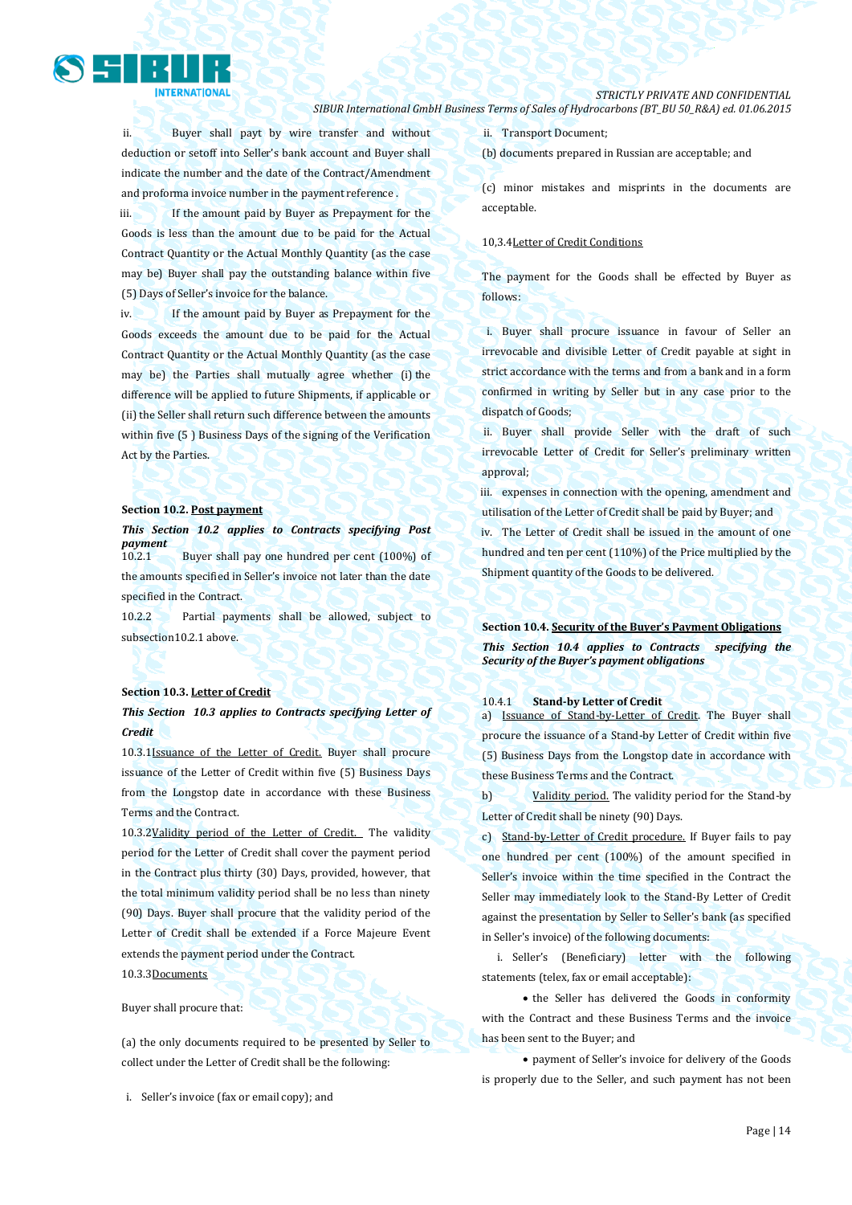ii. Buyer shall payt by wire transfer and without deduction or setoff into Seller's bank account and Buyer shall indicate the number and the date of the Contract/Amendment and proforma invoice number in the payment reference .

iii. If the amount paid by Buyer as Prepayment for the Goods is less than the amount due to be paid for the Actual Contract Quantity or the Actual Monthly Quantity (as the case may be) Buyer shall pay the outstanding balance within five (5) Days of Seller's invoice for the balance.

iv. If the amount paid by Buyer as Prepayment for the Goods exceeds the amount due to be paid for the Actual Contract Quantity or the Actual Monthly Quantity (as the case may be) the Parties shall mutually agree whether (i) the difference will be applied to future Shipments, if applicable or (ii) the Seller shall return such difference between the amounts within five (5 ) Business Days of the signing of the Verification Act by the Parties.

**Section 10.2. Post payment**

***This Section 10.2 applies to Contracts specifying Post payment***

10.2.1 Buyer shall pay one hundred per cent (100%) of the amounts specified in Seller's invoice not later than the date specified in the Contract.

10.2.2 Partial payments shall be allowed, subject to subsection10.2.1 above.

**Section 10.3. Letter of Credit**

***This Section 10.3 applies to Contracts specifying Letter of Credit***

10.3.1Issuance of the Letter of Credit. Buyer shall procure issuance of the Letter of Credit within five (5) Business Days from the Longstop date in accordance with these Business Terms and the Contract.

10.3.2Validity period of the Letter of Credit. The validity period for the Letter of Credit shall cover the payment period in the Contract plus thirty (30) Days, provided, however, that the total minimum validity period shall be no less than ninety (90) Days. Buyer shall procure that the validity period of the Letter of Credit shall be extended if a Force Majeure Event extends the payment period under the Contract.

10.3.3Documents

Buyer shall procure that:

(a) the only documents required to be presented by Seller to collect under the Letter of Credit shall be the following:

i. Seller's invoice (fax or email copy); and

ii. Transport Document;

(b) documents prepared in Russian are acceptable; and

(c) minor mistakes and misprints in the documents are acceptable.

10,3.4Letter of Credit Conditions

The payment for the Goods shall be effected by Buyer as follows:

i. Buyer shall procure issuance in favour of Seller an irrevocable and divisible Letter of Credit payable at sight in strict accordance with the terms and from a bank and in a form confirmed in writing by Seller but in any case prior to the dispatch of Goods;

ii. Buyer shall provide Seller with the draft of such irrevocable Letter of Credit for Seller's preliminary written approval;

iii. expenses in connection with the opening, amendment and utilisation of the Letter of Credit shall be paid by Buyer; and

iv. The Letter of Credit shall be issued in the amount of one hundred and ten per cent (110%) of the Price multiplied by the Shipment quantity of the Goods to be delivered.

**Section 10.4. Security of the Buyer's Payment Obligations**

***This Section 10.4 applies to Contracts specifying the Security of the Buyer's payment obligations***

**10.4.1 Stand-by Letter of Credit**

a) Issuance of Stand-by-Letter of Credit. The Buyer shall procure the issuance of a Stand-by Letter of Credit within five (5) Business Days from the Longstop date in accordance with these Business Terms and the Contract.

b) Validity period. The validity period for the Stand-by Letter of Credit shall be ninety (90) Days.

c) Stand-by-Letter of Credit procedure. If Buyer fails to pay one hundred per cent (100%) of the amount specified in Seller's invoice within the time specified in the Contract the Seller may immediately look to the Stand-By Letter of Credit against the presentation by Seller to Seller's bank (as specified in Seller's invoice) of the following documents:

i. Seller's (Beneficiary) letter with the following statements (telex, fax or email acceptable):

- the Seller has delivered the Goods in conformity with the Contract and these Business Terms and the invoice has been sent to the Buyer; and
- payment of Seller's invoice for delivery of the Goods is properly due to the Seller, and such payment has not been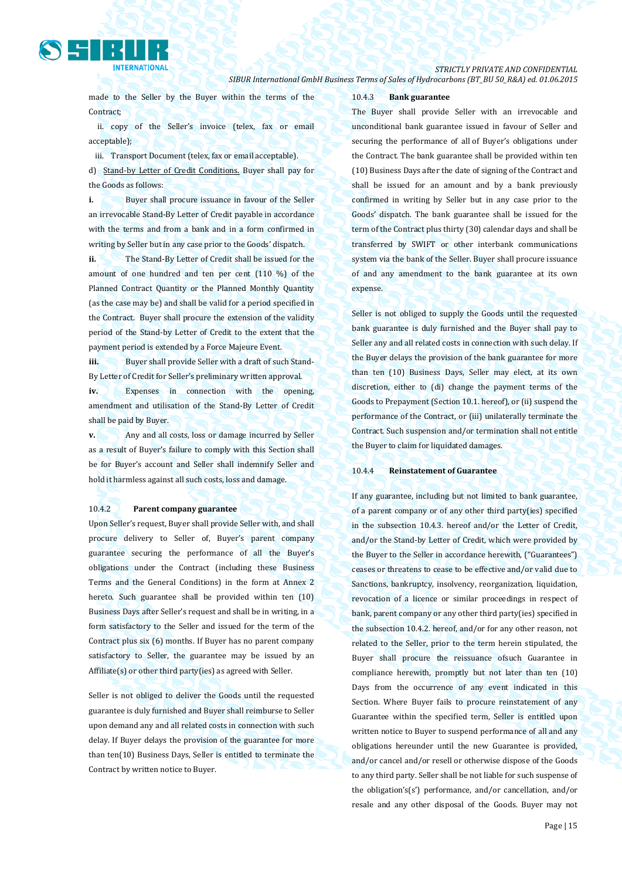made to the Seller by the Buyer within the terms of the Contract;

ii. copy of the Seller's invoice (telex, fax or email acceptable);

iii. Transport Document (telex, fax or email acceptable).

d) Stand-by Letter of Credit Conditions. Buyer shall pay for the Goods as follows:

**i.** Buyer shall procure issuance in favour of the Seller an irrevocable Stand-By Letter of Credit payable in accordance with the terms and from a bank and in a form confirmed in writing by Seller but in any case prior to the Goods' dispatch.

**ii.** The Stand-By Letter of Credit shall be issued for the amount of one hundred and ten per cent (110 %) of the Planned Contract Quantity or the Planned Monthly Quantity (as the case may be) and shall be valid for a period specified in the Contract. Buyer shall procure the extension of the validity period of the Stand-by Letter of Credit to the extent that the payment period is extended by a Force Majeure Event.

**iii.** Buyer shall provide Seller with a draft of such Stand-By Letter of Credit for Seller's preliminary written approval.

**iv.** Expenses in connection with the opening, amendment and utilisation of the Stand-By Letter of Credit shall be paid by Buyer.

**v.** Any and all costs, loss or damage incurred by Seller as a result of Buyer's failure to comply with this Section shall be for Buyer's account and Seller shall indemnify Seller and hold it harmless against all such costs, loss and damage.

10.4.2 **Parent company guarantee**

Upon Seller's request, Buyer shall provide Seller with, and shall procure delivery to Seller of, Buyer's parent company guarantee securing the performance of all the Buyer's obligations under the Contract (including these Business Terms and the General Conditions) in the form at Annex 2 hereto. Such guarantee shall be provided within ten (10) Business Days after Seller's request and shall be in writing, in a form satisfactory to the Seller and issued for the term of the Contract plus six (6) months. If Buyer has no parent company satisfactory to Seller, the guarantee may be issued by an Affiliate(s) or other third party(ies) as agreed with Seller.

Seller is not obliged to deliver the Goods until the requested guarantee is duly furnished and Buyer shall reimburse to Seller upon demand any and all related costs in connection with such delay. If Buyer delays the provision of the guarantee for more than ten(10) Business Days, Seller is entitled to terminate the Contract by written notice to Buyer.

10.4.3 **Bank guarantee**

The Buyer shall provide Seller with an irrevocable and unconditional bank guarantee issued in favour of Seller and securing the performance of all of Buyer's obligations under the Contract. The bank guarantee shall be provided within ten (10) Business Days after the date of signing of the Contract and shall be issued for an amount and by a bank previously confirmed in writing by Seller but in any case prior to the Goods' dispatch. The bank guarantee shall be issued for the term of the Contract plus thirty (30) calendar days and shall be transferred by SWIFT or other interbank communications system via the bank of the Seller. Buyer shall procure issuance of and any amendment to the bank guarantee at its own expense.

Seller is not obliged to supply the Goods until the requested bank guarantee is duly furnished and the Buyer shall pay to Seller any and all related costs in connection with such delay. If the Buyer delays the provision of the bank guarantee for more than ten (10) Business Days, Seller may elect, at its own discretion, either to (di) change the payment terms of the Goods to Prepayment (Section 10.1. hereof), or (ii) suspend the performance of the Contract, or (iii) unilaterally terminate the Contract. Such suspension and/or termination shall not entitle the Buyer to claim for liquidated damages.

10.4.4 **Reinstatement of Guarantee**

If any guarantee, including but not limited to bank guarantee, of a parent company or of any other third party(ies) specified in the subsection 10.4.3. hereof and/or the Letter of Credit, and/or the Stand-by Letter of Credit, which were provided by the Buyer to the Seller in accordance herewith, ("Guarantees") ceases or threatens to cease to be effective and/or valid due to Sanctions, bankruptcy, insolvency, reorganization, liquidation, revocation of a licence or similar proceedings in respect of bank, parent company or any other third party(ies) specified in the subsection 10.4.2. hereof, and/or for any other reason, not related to the Seller, prior to the term herein stipulated, the Buyer shall procure the reissuance ofsuch Guarantee in compliance herewith, promptly but not later than ten (10) Days from the occurrence of any event indicated in this Section. Where Buyer fails to procure reinstatement of any Guarantee within the specified term, Seller is entitled upon written notice to Buyer to suspend performance of all and any obligations hereunder until the new Guarantee is provided, and/or cancel and/or resell or otherwise dispose of the Goods to any third party. Seller shall be not liable for such suspense of the obligation's(s') performance, and/or cancellation, and/or resale and any other disposal of the Goods. Buyer may not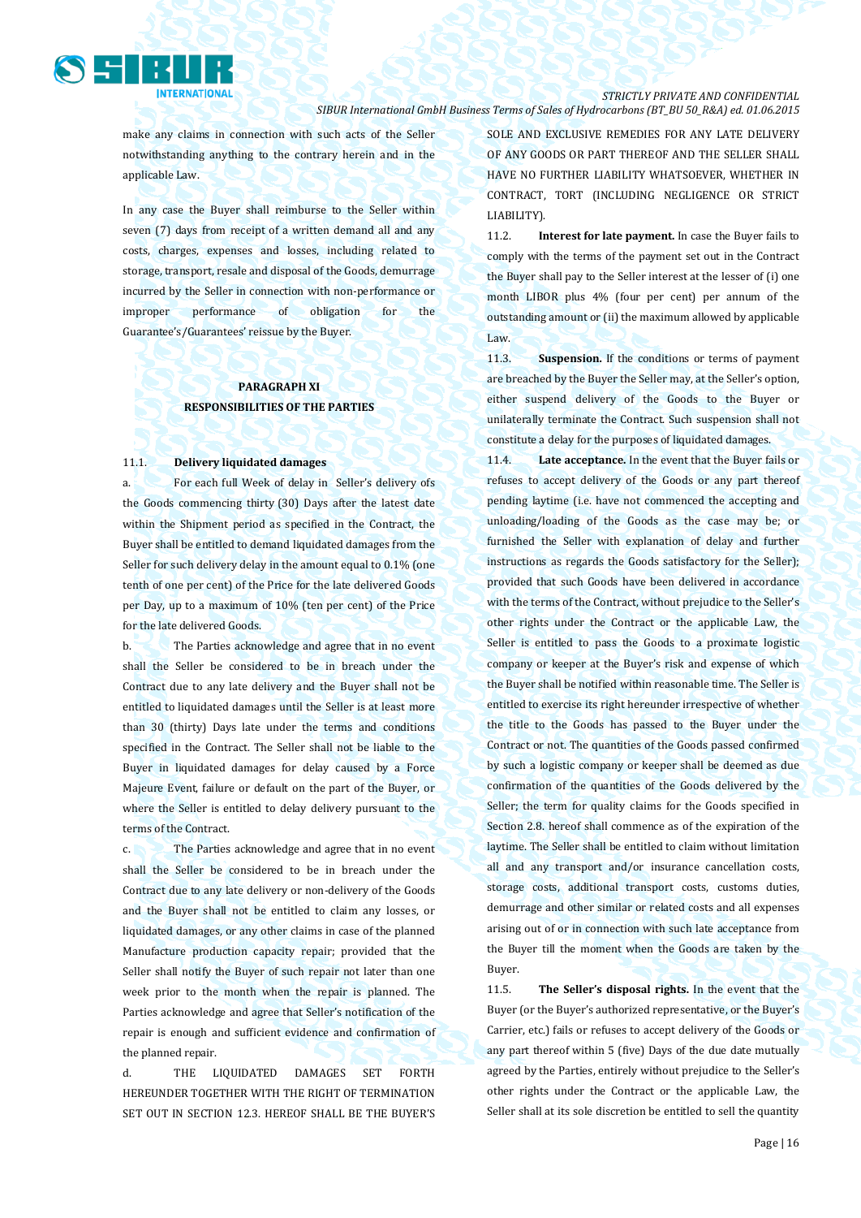make any claims in connection with such acts of the Seller notwithstanding anything to the contrary herein and in the applicable Law.

In any case the Buyer shall reimburse to the Seller within seven (7) days from receipt of a written demand all and any costs, charges, expenses and losses, including related to storage, transport, resale and disposal of the Goods, demurrage incurred by the Seller in connection with non-performance or improper performance of obligation for the Guarantee's/Guarantees' reissue by the Buyer.

## PARAGRAPH XI
## RESPONSIBILITIES OF THE PARTIES

11.1. **Delivery liquidated damages**

a. For each full Week of delay in Seller's delivery ofs the Goods commencing thirty (30) Days after the latest date within the Shipment period as specified in the Contract, the Buyer shall be entitled to demand liquidated damages from the Seller for such delivery delay in the amount equal to 0.1% (one tenth of one per cent) of the Price for the late delivered Goods per Day, up to a maximum of 10% (ten per cent) of the Price for the late delivered Goods.

b. The Parties acknowledge and agree that in no event shall the Seller be considered to be in breach under the Contract due to any late delivery and the Buyer shall not be entitled to liquidated damages until the Seller is at least more than 30 (thirty) Days late under the terms and conditions specified in the Contract. The Seller shall not be liable to the Buyer in liquidated damages for delay caused by a Force Majeure Event, failure or default on the part of the Buyer, or where the Seller is entitled to delay delivery pursuant to the terms of the Contract.

c. The Parties acknowledge and agree that in no event shall the Seller be considered to be in breach under the Contract due to any late delivery or non-delivery of the Goods and the Buyer shall not be entitled to claim any losses, or liquidated damages, or any other claims in case of the planned Manufacture production capacity repair; provided that the Seller shall notify the Buyer of such repair not later than one week prior to the month when the repair is planned. The Parties acknowledge and agree that Seller's notification of the repair is enough and sufficient evidence and confirmation of the planned repair.

d. THE LIQUIDATED DAMAGES SET FORTH HEREUNDER TOGETHER WITH THE RIGHT OF TERMINATION SET OUT IN SECTION 12.3. HEREOF SHALL BE THE BUYER'S SOLE AND EXCLUSIVE REMEDIES FOR ANY LATE DELIVERY OF ANY GOODS OR PART THEREOF AND THE SELLER SHALL HAVE NO FURTHER LIABILITY WHATSOEVER, WHETHER IN CONTRACT, TORT (INCLUDING NEGLIGENCE OR STRICT LIABILITY).

11.2. **Interest for late payment.** In case the Buyer fails to comply with the terms of the payment set out in the Contract the Buyer shall pay to the Seller interest at the lesser of (i) one month LIBOR plus 4% (four per cent) per annum of the outstanding amount or (ii) the maximum allowed by applicable Law.

11.3. **Suspension.** If the conditions or terms of payment are breached by the Buyer the Seller may, at the Seller's option, either suspend delivery of the Goods to the Buyer or unilaterally terminate the Contract. Such suspension shall not constitute a delay for the purposes of liquidated damages.

11.4. **Late acceptance.** In the event that the Buyer fails or refuses to accept delivery of the Goods or any part thereof pending laytime (i.e. have not commenced the accepting and unloading/loading of the Goods as the case may be; or furnished the Seller with explanation of delay and further instructions as regards the Goods satisfactory for the Seller); provided that such Goods have been delivered in accordance with the terms of the Contract, without prejudice to the Seller's other rights under the Contract or the applicable Law, the Seller is entitled to pass the Goods to a proximate logistic company or keeper at the Buyer's risk and expense of which the Buyer shall be notified within reasonable time. The Seller is entitled to exercise its right hereunder irrespective of whether the title to the Goods has passed to the Buyer under the Contract or not. The quantities of the Goods passed confirmed by such a logistic company or keeper shall be deemed as due confirmation of the quantities of the Goods delivered by the Seller; the term for quality claims for the Goods specified in Section 2.8. hereof shall commence as of the expiration of the laytime. The Seller shall be entitled to claim without limitation all and any transport and/or insurance cancellation costs, storage costs, additional transport costs, customs duties, demurrage and other similar or related costs and all expenses arising out of or in connection with such late acceptance from the Buyer till the moment when the Goods are taken by the Buyer.

11.5. **The Seller's disposal rights.** In the event that the Buyer (or the Buyer's authorized representative, or the Buyer's Carrier, etc.) fails or refuses to accept delivery of the Goods or any part thereof within 5 (five) Days of the due date mutually agreed by the Parties, entirely without prejudice to the Seller's other rights under the Contract or the applicable Law, the Seller shall at its sole discretion be entitled to sell the quantity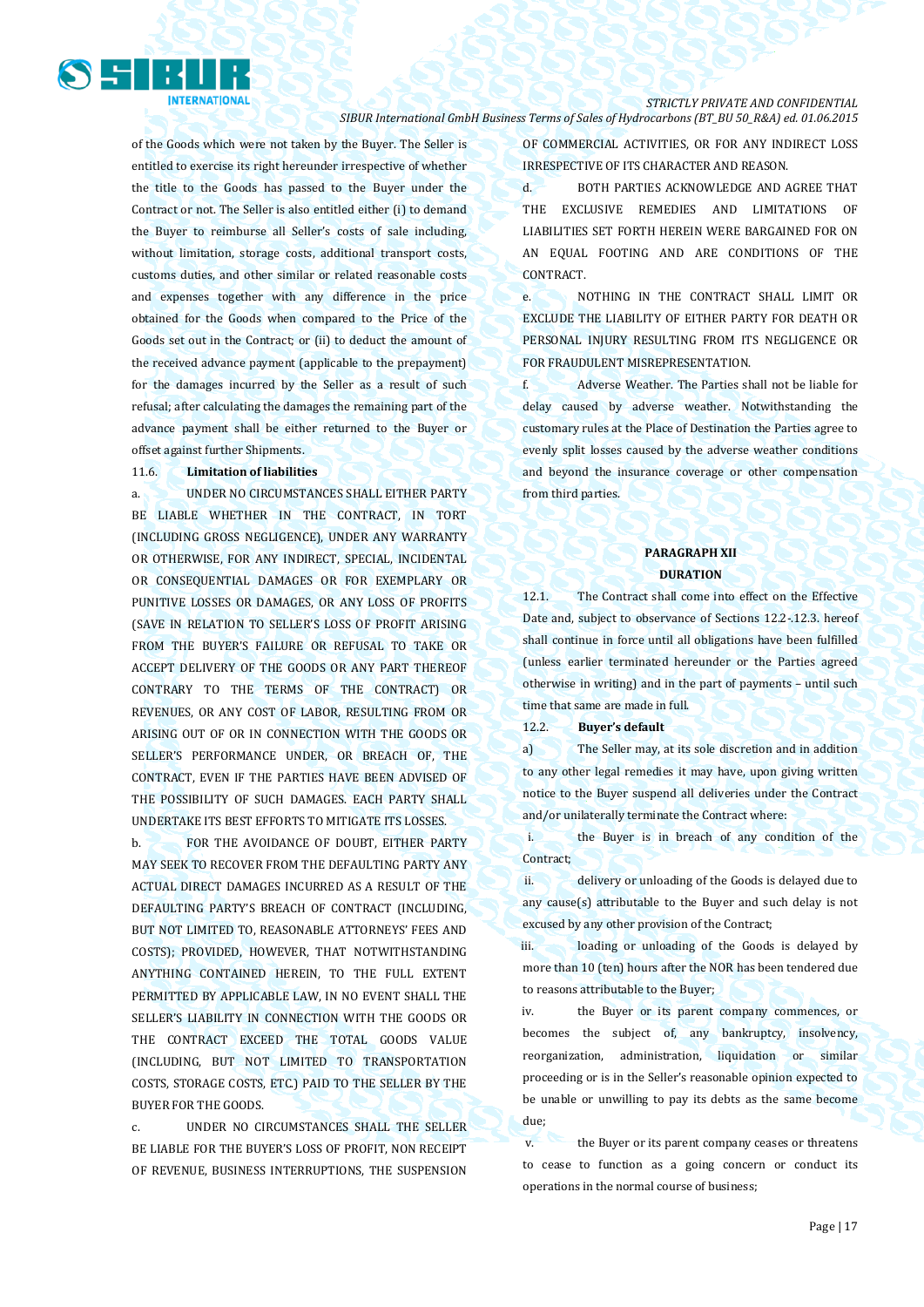of the Goods which were not taken by the Buyer. The Seller is entitled to exercise its right hereunder irrespective of whether the title to the Goods has passed to the Buyer under the Contract or not. The Seller is also entitled either (i) to demand the Buyer to reimburse all Seller's costs of sale including, without limitation, storage costs, additional transport costs, customs duties, and other similar or related reasonable costs and expenses together with any difference in the price obtained for the Goods when compared to the Price of the Goods set out in the Contract; or (ii) to deduct the amount of the received advance payment (applicable to the prepayment) for the damages incurred by the Seller as a result of such refusal; after calculating the damages the remaining part of the advance payment shall be either returned to the Buyer or offset against further Shipments.

11.6. **Limitation of liabilities**

a. UNDER NO CIRCUMSTANCES SHALL EITHER PARTY BE LIABLE WHETHER IN THE CONTRACT, IN TORT (INCLUDING GROSS NEGLIGENCE), UNDER ANY WARRANTY OR OTHERWISE, FOR ANY INDIRECT, SPECIAL, INCIDENTAL OR CONSEQUENTIAL DAMAGES OR FOR EXEMPLARY OR PUNITIVE LOSSES OR DAMAGES, OR ANY LOSS OF PROFITS (SAVE IN RELATION TO SELLER'S LOSS OF PROFIT ARISING FROM THE BUYER'S FAILURE OR REFUSAL TO TAKE OR ACCEPT DELIVERY OF THE GOODS OR ANY PART THEREOF CONTRARY TO THE TERMS OF THE CONTRACT) OR REVENUES, OR ANY COST OF LABOR, RESULTING FROM OR ARISING OUT OF OR IN CONNECTION WITH THE GOODS OR SELLER'S PERFORMANCE UNDER, OR BREACH OF, THE CONTRACT, EVEN IF THE PARTIES HAVE BEEN ADVISED OF THE POSSIBILITY OF SUCH DAMAGES. EACH PARTY SHALL UNDERTAKE ITS BEST EFFORTS TO MITIGATE ITS LOSSES.

b. FOR THE AVOIDANCE OF DOUBT, EITHER PARTY MAY SEEK TO RECOVER FROM THE DEFAULTING PARTY ANY ACTUAL DIRECT DAMAGES INCURRED AS A RESULT OF THE DEFAULTING PARTY'S BREACH OF CONTRACT (INCLUDING, BUT NOT LIMITED TO, REASONABLE ATTORNEYS' FEES AND COSTS); PROVIDED, HOWEVER, THAT NOTWITHSTANDING ANYTHING CONTAINED HEREIN, TO THE FULL EXTENT PERMITTED BY APPLICABLE LAW, IN NO EVENT SHALL THE SELLER'S LIABILITY IN CONNECTION WITH THE GOODS OR THE CONTRACT EXCEED THE TOTAL GOODS VALUE (INCLUDING, BUT NOT LIMITED TO TRANSPORTATION COSTS, STORAGE COSTS, ETC.) PAID TO THE SELLER BY THE BUYER FOR THE GOODS.

c. UNDER NO CIRCUMSTANCES SHALL THE SELLER BE LIABLE FOR THE BUYER'S LOSS OF PROFIT, NON RECEIPT OF REVENUE, BUSINESS INTERRUPTIONS, THE SUSPENSION OF COMMERCIAL ACTIVITIES, OR FOR ANY INDIRECT LOSS IRRESPECTIVE OF ITS CHARACTER AND REASON.

d. BOTH PARTIES ACKNOWLEDGE AND AGREE THAT THE EXCLUSIVE REMEDIES AND LIMITATIONS OF LIABILITIES SET FORTH HEREIN WERE BARGAINED FOR ON AN EQUAL FOOTING AND ARE CONDITIONS OF THE CONTRACT.

e. NOTHING IN THE CONTRACT SHALL LIMIT OR EXCLUDE THE LIABILITY OF EITHER PARTY FOR DEATH OR PERSONAL INJURY RESULTING FROM ITS NEGLIGENCE OR FOR FRAUDULENT MISREPRESENTATION.

f. Adverse Weather. The Parties shall not be liable for delay caused by adverse weather. Notwithstanding the customary rules at the Place of Destination the Parties agree to evenly split losses caused by the adverse weather conditions and beyond the insurance coverage or other compensation from third parties.

## PARAGRAPH XII
## DURATION

12.1. The Contract shall come into effect on the Effective Date and, subject to observance of Sections 12.2-.12.3. hereof shall continue in force until all obligations have been fulfilled (unless earlier terminated hereunder or the Parties agreed otherwise in writing) and in the part of payments – until such time that same are made in full.

12.2. **Buyer's default**

a) The Seller may, at its sole discretion and in addition to any other legal remedies it may have, upon giving written notice to the Buyer suspend all deliveries under the Contract and/or unilaterally terminate the Contract where:

i. the Buyer is in breach of any condition of the Contract;

ii. delivery or unloading of the Goods is delayed due to any cause(s) attributable to the Buyer and such delay is not excused by any other provision of the Contract;

iii. loading or unloading of the Goods is delayed by more than 10 (ten) hours after the NOR has been tendered due to reasons attributable to the Buyer;

iv. the Buyer or its parent company commences, or becomes the subject of, any bankruptcy, insolvency, reorganization, administration, liquidation or similar proceeding or is in the Seller's reasonable opinion expected to be unable or unwilling to pay its debts as the same become due;

v. the Buyer or its parent company ceases or threatens to cease to function as a going concern or conduct its operations in the normal course of business;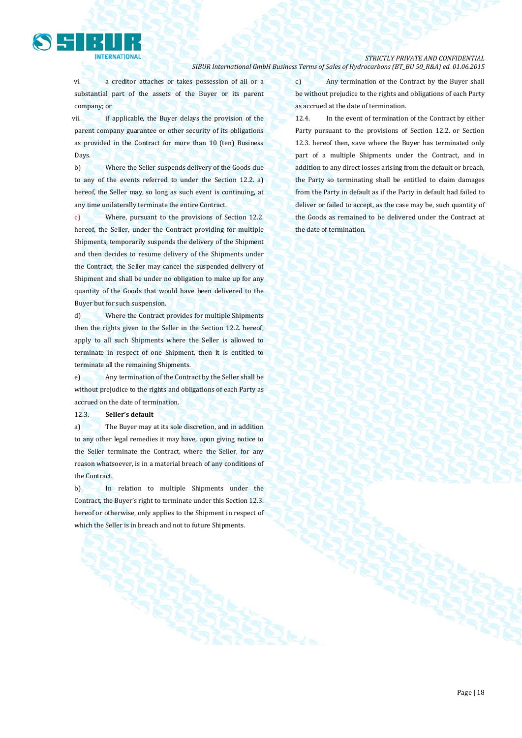vi. a creditor attaches or takes possession of all or a substantial part of the assets of the Buyer or its parent company; or

vii. if applicable, the Buyer delays the provision of the parent company guarantee or other security of its obligations as provided in the Contract for more than 10 (ten) Business Days.

b) Where the Seller suspends delivery of the Goods due to any of the events referred to under the Section 12.2. a) hereof, the Seller may, so long as such event is continuing, at any time unilaterally terminate the entire Contract.

c) Where, pursuant to the provisions of Section 12.2. hereof, the Seller, under the Contract providing for multiple Shipments, temporarily suspends the delivery of the Shipment and then decides to resume delivery of the Shipments under the Contract, the Seller may cancel the suspended delivery of Shipment and shall be under no obligation to make up for any quantity of the Goods that would have been delivered to the Buyer but for such suspension.

d) Where the Contract provides for multiple Shipments then the rights given to the Seller in the Section 12.2. hereof, apply to all such Shipments where the Seller is allowed to terminate in respect of one Shipment, then it is entitled to terminate all the remaining Shipments.

e) Any termination of the Contract by the Seller shall be without prejudice to the rights and obligations of each Party as accrued on the date of termination.

12.3. **Seller's default**

a) The Buyer may at its sole discretion, and in addition to any other legal remedies it may have, upon giving notice to the Seller terminate the Contract, where the Seller, for any reason whatsoever, is in a material breach of any conditions of the Contract.

b) In relation to multiple Shipments under the Contract, the Buyer's right to terminate under this Section 12.3. hereof or otherwise, only applies to the Shipment in respect of which the Seller is in breach and not to future Shipments.

c) Any termination of the Contract by the Buyer shall be without prejudice to the rights and obligations of each Party as accrued at the date of termination.

12.4. In the event of termination of the Contract by either Party pursuant to the provisions of Section 12.2. or Section 12.3. hereof then, save where the Buyer has terminated only part of a multiple Shipments under the Contract, and in addition to any direct losses arising from the default or breach, the Party so terminating shall be entitled to claim damages from the Party in default as if the Party in default had failed to deliver or failed to accept, as the case may be, such quantity of the Goods as remained to be delivered under the Contract at the date of termination.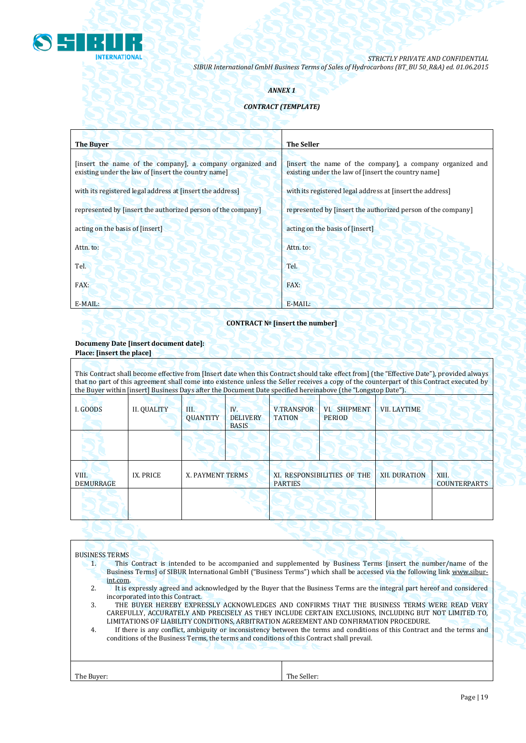*ANNEX 1*

***CONTRACT (TEMPLATE)***

| **The Buyer** | **The Seller** |
|---|---|
| [insert the name of the company], a company organized and existing under the law of [insert the country name] | [insert the name of the company], a company organized and existing under the law of [insert the country name] |
| with its registered legal address at [insert the address] | with its registered legal address at [insert the address] |
| represented by [insert the authorized person of the company] | represented by [insert the authorized person of the company] |
| acting on the basis of [insert] | acting on the basis of [insert] |
| Attn. to: | Attn. to: |
| Tel. | Tel. |
| FAX: | FAX: |
| E-MAIL: | E-MAIL: |

**CONTRACT № [insert the number]**

**Documeny Date [insert document date]:**
**Place: [insert the place]**

This Contract shall become effective from [Insert date when this Contract should take effect from] (the "Effective Date"), provided always that no part of this agreement shall come into existence unless the Seller receives a copy of the counterpart of this Contract executed by the Buyer within [insert] Business Days after the Document Date specified hereinabove (the "Longstop Date").

| I. GOODS | II. QUALITY | III. QUANTITY | IV. DELIVERY BASIS | V.TRANSPORTATION | VI. SHIPMENT PERIOD | VII. LAYTIME |
|---|---|---|---|---|---|---|
| | | | | | | |

| VIII. DEMURRAGE | IX. PRICE | X. PAYMENT TERMS | XI. RESPONSIBILITIES OF THE PARTIES | XII. DURATION | XIII. COUNTERPARTS |
|---|---|---|---|---|---|
| | | | | | |

BUSINESS TERMS

1. This Contract is intended to be accompanied and supplemented by Business Terms [insert the number/name of the Business Terms] of SIBUR International GmbH ("Business Terms") which shall be accessed via the following link www.sibur-int.com.
2. It is expressly agreed and acknowledged by the Buyer that the Business Terms are the integral part hereof and considered incorporated into this Contract.
3. THE BUYER HEREBY EXPRESSLY ACKNOWLEDGES AND CONFIRMS THAT THE BUSINESS TERMS WERE READ VERY CAREFULLY, ACCURATELY AND PRECISELY AS THEY INCLUDE CERTAIN EXCLUSIONS, INCLUDING BUT NOT LIMITED TO, LIMITATIONS OF LIABILITY CONDITIONS, ARBITRATION AGREEMENT AND CONFIRMATION PROCEDURE.
4. If there is any conflict, ambiguity or inconsistency between the terms and conditions of this Contract and the terms and conditions of the Business Terms, the terms and conditions of this Contract shall prevail.

| The Buyer: | The Seller: |
|---|---|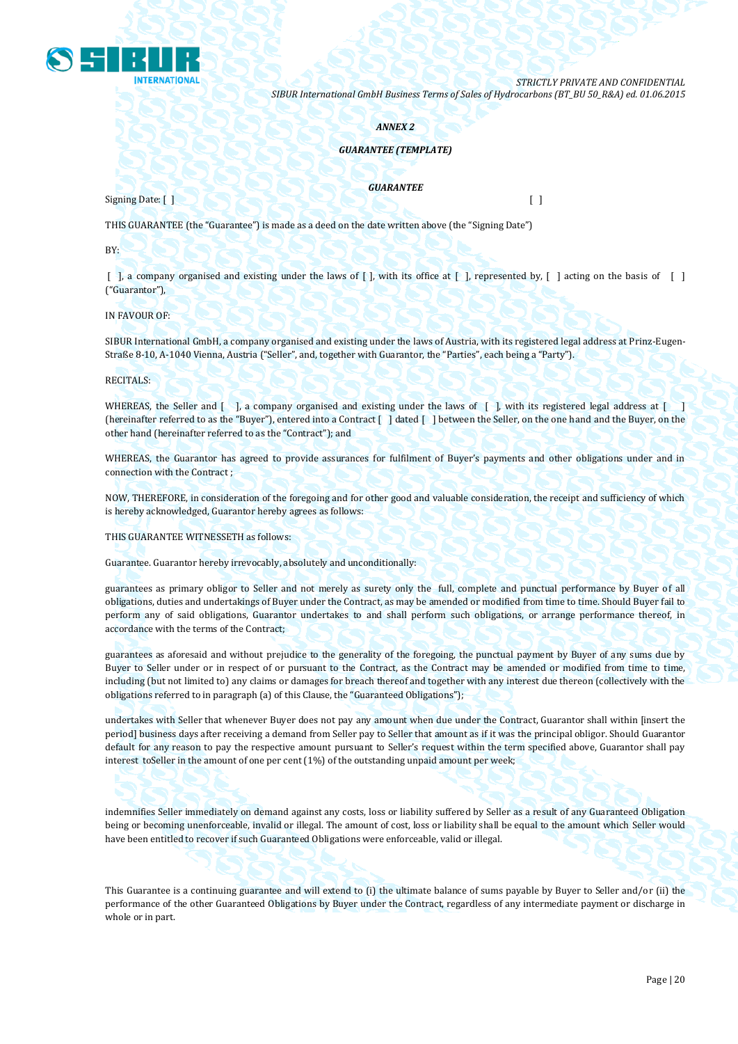*ANNEX 2*

***GUARANTEE (TEMPLATE)***

***GUARANTEE***

Signing Date: [ ] [ ]

THIS GUARANTEE (the "Guarantee") is made as a deed on the date written above (the "Signing Date")

BY:

[ ], a company organised and existing under the laws of [ ], with its office at [ ], represented by, [ ] acting on the basis of [ ] ("Guarantor"),

IN FAVOUR OF:

SIBUR International GmbH, a company organised and existing under the laws of Austria, with its registered legal address at Prinz-Eugen-Straße 8-10, A-1040 Vienna, Austria ("Seller", and, together with Guarantor, the "Parties", each being a "Party").

RECITALS:

WHEREAS, the Seller and [ ], a company organised and existing under the laws of [ ], with its registered legal address at [ ] (hereinafter referred to as the "Buyer"), entered into a Contract [ ] dated [ ] between the Seller, on the one hand and the Buyer, on the other hand (hereinafter referred to as the "Contract"); and

WHEREAS, the Guarantor has agreed to provide assurances for fulfilment of Buyer's payments and other obligations under and in connection with the Contract ;

NOW, THEREFORE, in consideration of the foregoing and for other good and valuable consideration, the receipt and sufficiency of which is hereby acknowledged, Guarantor hereby agrees as follows:

THIS GUARANTEE WITNESSETH as follows:

Guarantee. Guarantor hereby irrevocably, absolutely and unconditionally:

guarantees as primary obligor to Seller and not merely as surety only the full, complete and punctual performance by Buyer of all obligations, duties and undertakings of Buyer under the Contract, as may be amended or modified from time to time. Should Buyer fail to perform any of said obligations, Guarantor undertakes to and shall perform such obligations, or arrange performance thereof, in accordance with the terms of the Contract;

guarantees as aforesaid and without prejudice to the generality of the foregoing, the punctual payment by Buyer of any sums due by Buyer to Seller under or in respect of or pursuant to the Contract, as the Contract may be amended or modified from time to time, including (but not limited to) any claims or damages for breach thereof and together with any interest due thereon (collectively with the obligations referred to in paragraph (a) of this Clause, the "Guaranteed Obligations");

undertakes with Seller that whenever Buyer does not pay any amount when due under the Contract, Guarantor shall within [insert the period] business days after receiving a demand from Seller pay to Seller that amount as if it was the principal obligor. Should Guarantor default for any reason to pay the respective amount pursuant to Seller's request within the term specified above, Guarantor shall pay interest toSeller in the amount of one per cent (1%) of the outstanding unpaid amount per week;

indemnifies Seller immediately on demand against any costs, loss or liability suffered by Seller as a result of any Guaranteed Obligation being or becoming unenforceable, invalid or illegal. The amount of cost, loss or liability shall be equal to the amount which Seller would have been entitled to recover if such Guaranteed Obligations were enforceable, valid or illegal.

This Guarantee is a continuing guarantee and will extend to (i) the ultimate balance of sums payable by Buyer to Seller and/or (ii) the performance of the other Guaranteed Obligations by Buyer under the Contract, regardless of any intermediate payment or discharge in whole or in part.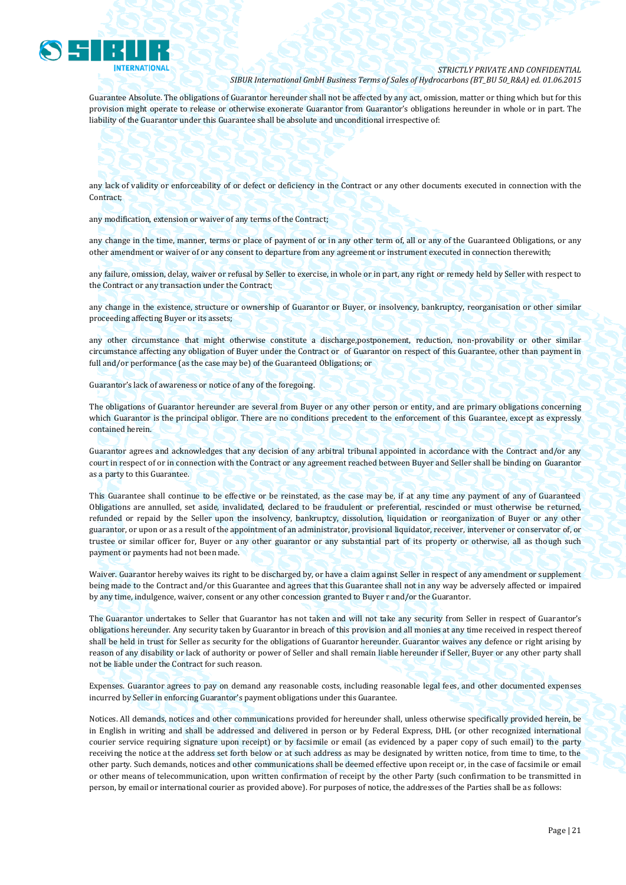Guarantee Absolute. The obligations of Guarantor hereunder shall not be affected by any act, omission, matter or thing which but for this provision might operate to release or otherwise exonerate Guarantor from Guarantor's obligations hereunder in whole or in part. The liability of the Guarantor under this Guarantee shall be absolute and unconditional irrespective of:

any lack of validity or enforceability of or defect or deficiency in the Contract or any other documents executed in connection with the Contract;

any modification, extension or waiver of any terms of the Contract;

any change in the time, manner, terms or place of payment of or in any other term of, all or any of the Guaranteed Obligations, or any other amendment or waiver of or any consent to departure from any agreement or instrument executed in connection therewith;

any failure, omission, delay, waiver or refusal by Seller to exercise, in whole or in part, any right or remedy held by Seller with respect to the Contract or any transaction under the Contract;

any change in the existence, structure or ownership of Guarantor or Buyer, or insolvency, bankruptcy, reorganisation or other similar proceeding affecting Buyer or its assets;

any other circumstance that might otherwise constitute a discharge,postponement, reduction, non-provability or other similar circumstance affecting any obligation of Buyer under the Contract or of Guarantor on respect of this Guarantee, other than payment in full and/or performance (as the case may be) of the Guaranteed Obligations; or

Guarantor's lack of awareness or notice of any of the foregoing.

The obligations of Guarantor hereunder are several from Buyer or any other person or entity, and are primary obligations concerning which Guarantor is the principal obligor. There are no conditions precedent to the enforcement of this Guarantee, except as expressly contained herein.

Guarantor agrees and acknowledges that any decision of any arbitral tribunal appointed in accordance with the Contract and/or any court in respect of or in connection with the Contract or any agreement reached between Buyer and Seller shall be binding on Guarantor as a party to this Guarantee.

This Guarantee shall continue to be effective or be reinstated, as the case may be, if at any time any payment of any of Guaranteed Obligations are annulled, set aside, invalidated, declared to be fraudulent or preferential, rescinded or must otherwise be returned, refunded or repaid by the Seller upon the insolvency, bankruptcy, dissolution, liquidation or reorganization of Buyer or any other guarantor, or upon or as a result of the appointment of an administrator, provisional liquidator, receiver, intervener or conservator of, or trustee or similar officer for, Buyer or any other guarantor or any substantial part of its property or otherwise, all as though such payment or payments had not been made.

Waiver. Guarantor hereby waives its right to be discharged by, or have a claim against Seller in respect of any amendment or supplement being made to the Contract and/or this Guarantee and agrees that this Guarantee shall not in any way be adversely affected or impaired by any time, indulgence, waiver, consent or any other concession granted to Buyer r and/or the Guarantor.

The Guarantor undertakes to Seller that Guarantor has not taken and will not take any security from Seller in respect of Guarantor's obligations hereunder. Any security taken by Guarantor in breach of this provision and all monies at any time received in respect thereof shall be held in trust for Seller as security for the obligations of Guarantor hereunder. Guarantor waives any defence or right arising by reason of any disability or lack of authority or power of Seller and shall remain liable hereunder if Seller, Buyer or any other party shall not be liable under the Contract for such reason.

Expenses. Guarantor agrees to pay on demand any reasonable costs, including reasonable legal fees, and other documented expenses incurred by Seller in enforcing Guarantor's payment obligations under this Guarantee.

Notices. All demands, notices and other communications provided for hereunder shall, unless otherwise specifically provided herein, be in English in writing and shall be addressed and delivered in person or by Federal Express, DHL (or other recognized international courier service requiring signature upon receipt) or by facsimile or email (as evidenced by a paper copy of such email) to the party receiving the notice at the address set forth below or at such address as may be designated by written notice, from time to time, to the other party. Such demands, notices and other communications shall be deemed effective upon receipt or, in the case of facsimile or email or other means of telecommunication, upon written confirmation of receipt by the other Party (such confirmation to be transmitted in person, by email or international courier as provided above). For purposes of notice, the addresses of the Parties shall be as follows: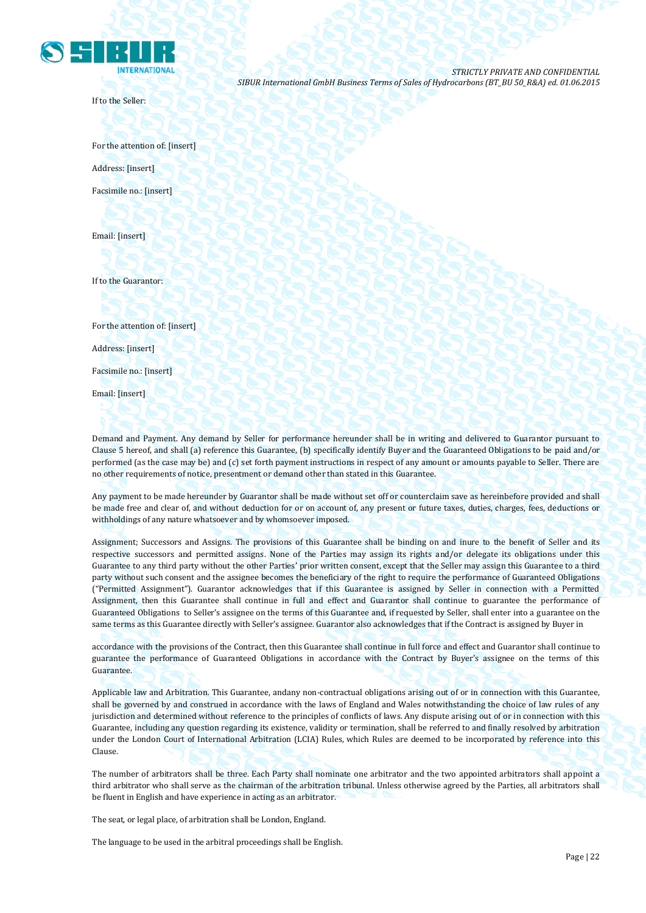If to the Seller:

For the attention of: [insert]

Address: [insert]

Facsimile no.: [insert]

Email: [insert]

If to the Guarantor:

For the attention of: [insert]

Address: [insert]

Facsimile no.: [insert]

Email: [insert]

Demand and Payment. Any demand by Seller for performance hereunder shall be in writing and delivered to Guarantor pursuant to Clause 5 hereof, and shall (a) reference this Guarantee, (b) specifically identify Buyer and the Guaranteed Obligations to be paid and/or performed (as the case may be) and (c) set forth payment instructions in respect of any amount or amounts payable to Seller. There are no other requirements of notice, presentment or demand other than stated in this Guarantee.

Any payment to be made hereunder by Guarantor shall be made without set off or counterclaim save as hereinbefore provided and shall be made free and clear of, and without deduction for or on account of, any present or future taxes, duties, charges, fees, deductions or withholdings of any nature whatsoever and by whomsoever imposed.

Assignment; Successors and Assigns. The provisions of this Guarantee shall be binding on and inure to the benefit of Seller and its respective successors and permitted assigns. None of the Parties may assign its rights and/or delegate its obligations under this Guarantee to any third party without the other Parties' prior written consent, except that the Seller may assign this Guarantee to a third party without such consent and the assignee becomes the beneficiary of the right to require the performance of Guaranteed Obligations ("Permitted Assignment"). Guarantor acknowledges that if this Guarantee is assigned by Seller in connection with a Permitted Assignment, then this Guarantee shall continue in full and effect and Guarantor shall continue to guarantee the performance of Guaranteed Obligations to Seller's assignee on the terms of this Guarantee and, if requested by Seller, shall enter into a guarantee on the same terms as this Guarantee directly with Seller's assignee. Guarantor also acknowledges that if the Contract is assigned by Buyer in accordance with the provisions of the Contract, then this Guarantee shall continue in full force and effect and Guarantor shall continue to guarantee the performance of Guaranteed Obligations in accordance with the Contract by Buyer's assignee on the terms of this Guarantee.

Applicable law and Arbitration. This Guarantee, andany non-contractual obligations arising out of or in connection with this Guarantee, shall be governed by and construed in accordance with the laws of England and Wales notwithstanding the choice of law rules of any jurisdiction and determined without reference to the principles of conflicts of laws. Any dispute arising out of or in connection with this Guarantee, including any question regarding its existence, validity or termination, shall be referred to and finally resolved by arbitration under the London Court of International Arbitration (LCIA) Rules, which Rules are deemed to be incorporated by reference into this Clause.

The number of arbitrators shall be three. Each Party shall nominate one arbitrator and the two appointed arbitrators shall appoint a third arbitrator who shall serve as the chairman of the arbitration tribunal. Unless otherwise agreed by the Parties, all arbitrators shall be fluent in English and have experience in acting as an arbitrator.

The seat, or legal place, of arbitration shall be London, England.

The language to be used in the arbitral proceedings shall be English.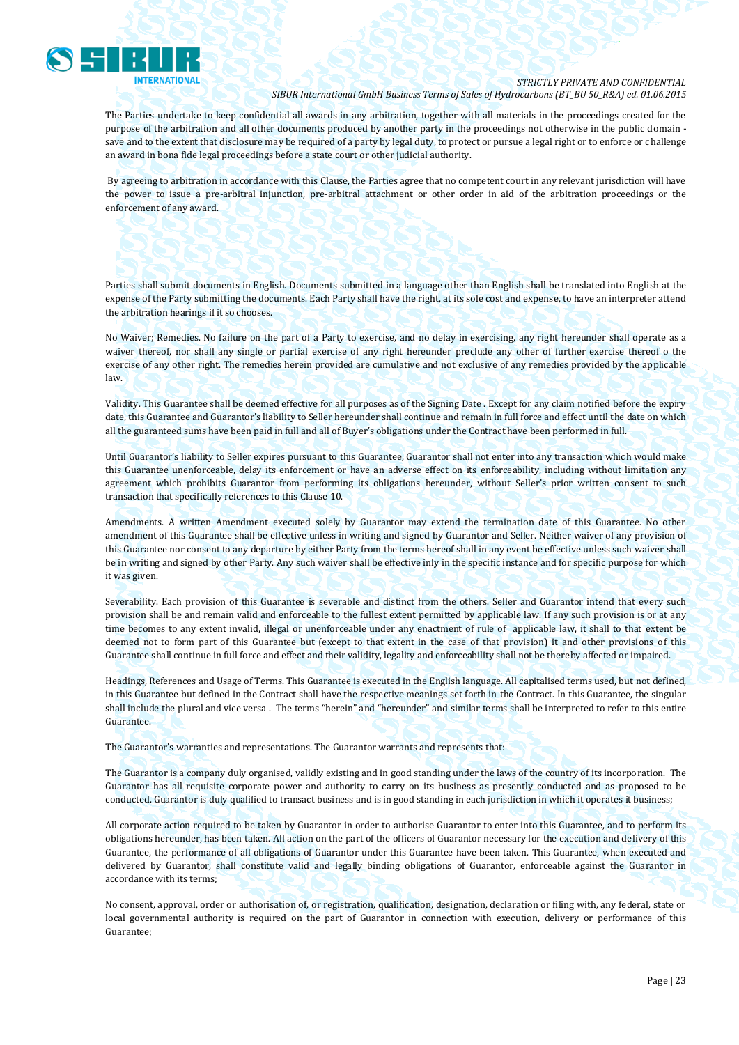The Parties undertake to keep confidential all awards in any arbitration, together with all materials in the proceedings created for the purpose of the arbitration and all other documents produced by another party in the proceedings not otherwise in the public domain - save and to the extent that disclosure may be required of a party by legal duty, to protect or pursue a legal right or to enforce or challenge an award in bona fide legal proceedings before a state court or other judicial authority.

By agreeing to arbitration in accordance with this Clause, the Parties agree that no competent court in any relevant jurisdiction will have the power to issue a pre-arbitral injunction, pre-arbitral attachment or other order in aid of the arbitration proceedings or the enforcement of any award.

Parties shall submit documents in English. Documents submitted in a language other than English shall be translated into English at the expense of the Party submitting the documents. Each Party shall have the right, at its sole cost and expense, to have an interpreter attend the arbitration hearings if it so chooses.

No Waiver; Remedies. No failure on the part of a Party to exercise, and no delay in exercising, any right hereunder shall operate as a waiver thereof, nor shall any single or partial exercise of any right hereunder preclude any other of further exercise thereof o the exercise of any other right. The remedies herein provided are cumulative and not exclusive of any remedies provided by the applicable law.

Validity. This Guarantee shall be deemed effective for all purposes as of the Signing Date . Except for any claim notified before the expiry date, this Guarantee and Guarantor's liability to Seller hereunder shall continue and remain in full force and effect until the date on which all the guaranteed sums have been paid in full and all of Buyer's obligations under the Contract have been performed in full.

Until Guarantor's liability to Seller expires pursuant to this Guarantee, Guarantor shall not enter into any transaction which would make this Guarantee unenforceable, delay its enforcement or have an adverse effect on its enforceability, including without limitation any agreement which prohibits Guarantor from performing its obligations hereunder, without Seller's prior written consent to such transaction that specifically references to this Clause 10.

Amendments. A written Amendment executed solely by Guarantor may extend the termination date of this Guarantee. No other amendment of this Guarantee shall be effective unless in writing and signed by Guarantor and Seller. Neither waiver of any provision of this Guarantee nor consent to any departure by either Party from the terms hereof shall in any event be effective unless such waiver shall be in writing and signed by other Party. Any such waiver shall be effective inly in the specific instance and for specific purpose for which it was given.

Severability. Each provision of this Guarantee is severable and distinct from the others. Seller and Guarantor intend that every such provision shall be and remain valid and enforceable to the fullest extent permitted by applicable law. If any such provision is or at any time becomes to any extent invalid, illegal or unenforceable under any enactment of rule of applicable law, it shall to that extent be deemed not to form part of this Guarantee but (except to that extent in the case of that provision) it and other provisions of this Guarantee shall continue in full force and effect and their validity, legality and enforceability shall not be thereby affected or impaired.

Headings, References and Usage of Terms. This Guarantee is executed in the English language. All capitalised terms used, but not defined, in this Guarantee but defined in the Contract shall have the respective meanings set forth in the Contract. In this Guarantee, the singular shall include the plural and vice versa . The terms "herein" and "hereunder" and similar terms shall be interpreted to refer to this entire Guarantee.

The Guarantor's warranties and representations. The Guarantor warrants and represents that:

The Guarantor is a company duly organised, validly existing and in good standing under the laws of the country of its incorporation. The Guarantor has all requisite corporate power and authority to carry on its business as presently conducted and as proposed to be conducted. Guarantor is duly qualified to transact business and is in good standing in each jurisdiction in which it operates it business;

All corporate action required to be taken by Guarantor in order to authorise Guarantor to enter into this Guarantee, and to perform its obligations hereunder, has been taken. All action on the part of the officers of Guarantor necessary for the execution and delivery of this Guarantee, the performance of all obligations of Guarantor under this Guarantee have been taken. This Guarantee, when executed and delivered by Guarantor, shall constitute valid and legally binding obligations of Guarantor, enforceable against the Guarantor in accordance with its terms;

No consent, approval, order or authorisation of, or registration, qualification, designation, declaration or filing with, any federal, state or local governmental authority is required on the part of Guarantor in connection with execution, delivery or performance of this Guarantee;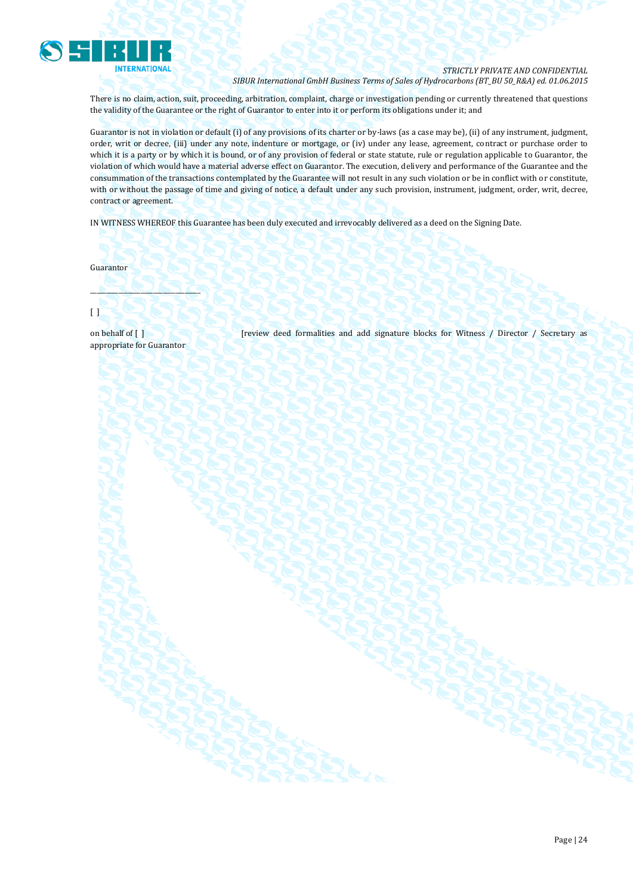There is no claim, action, suit, proceeding, arbitration, complaint, charge or investigation pending or currently threatened that questions the validity of the Guarantee or the right of Guarantor to enter into it or perform its obligations under it; and

Guarantor is not in violation or default (i) of any provisions of its charter or by-laws (as a case may be), (ii) of any instrument, judgment, order, writ or decree, (iii) under any note, indenture or mortgage, or (iv) under any lease, agreement, contract or purchase order to which it is a party or by which it is bound, or of any provision of federal or state statute, rule or regulation applicable to Guarantor, the violation of which would have a material adverse effect on Guarantor. The execution, delivery and performance of the Guarantee and the consummation of the transactions contemplated by the Guarantee will not result in any such violation or be in conflict with or constitute, with or without the passage of time and giving of notice, a default under any such provision, instrument, judgment, order, writ, decree, contract or agreement.

IN WITNESS WHEREOF this Guarantee has been duly executed and irrevocably delivered as a deed on the Signing Date.

Guarantor

______________________________

[ ]

on behalf of [ ] [review deed formalities and add signature blocks for Witness / Director / Secretary as appropriate for Guarantor